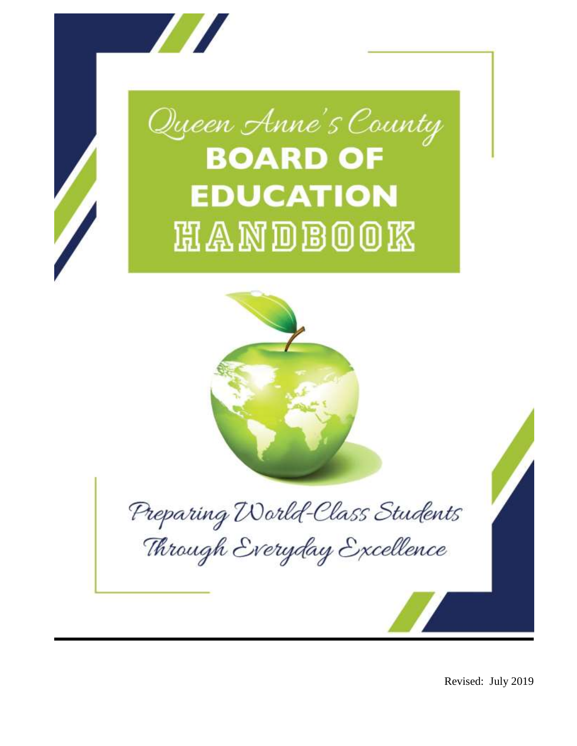# Queen Anne's County BOARD OF EDUCATION HANDBOOK

*Preparing World-Class Students Through Everyday Excellence*

Revised: July 2019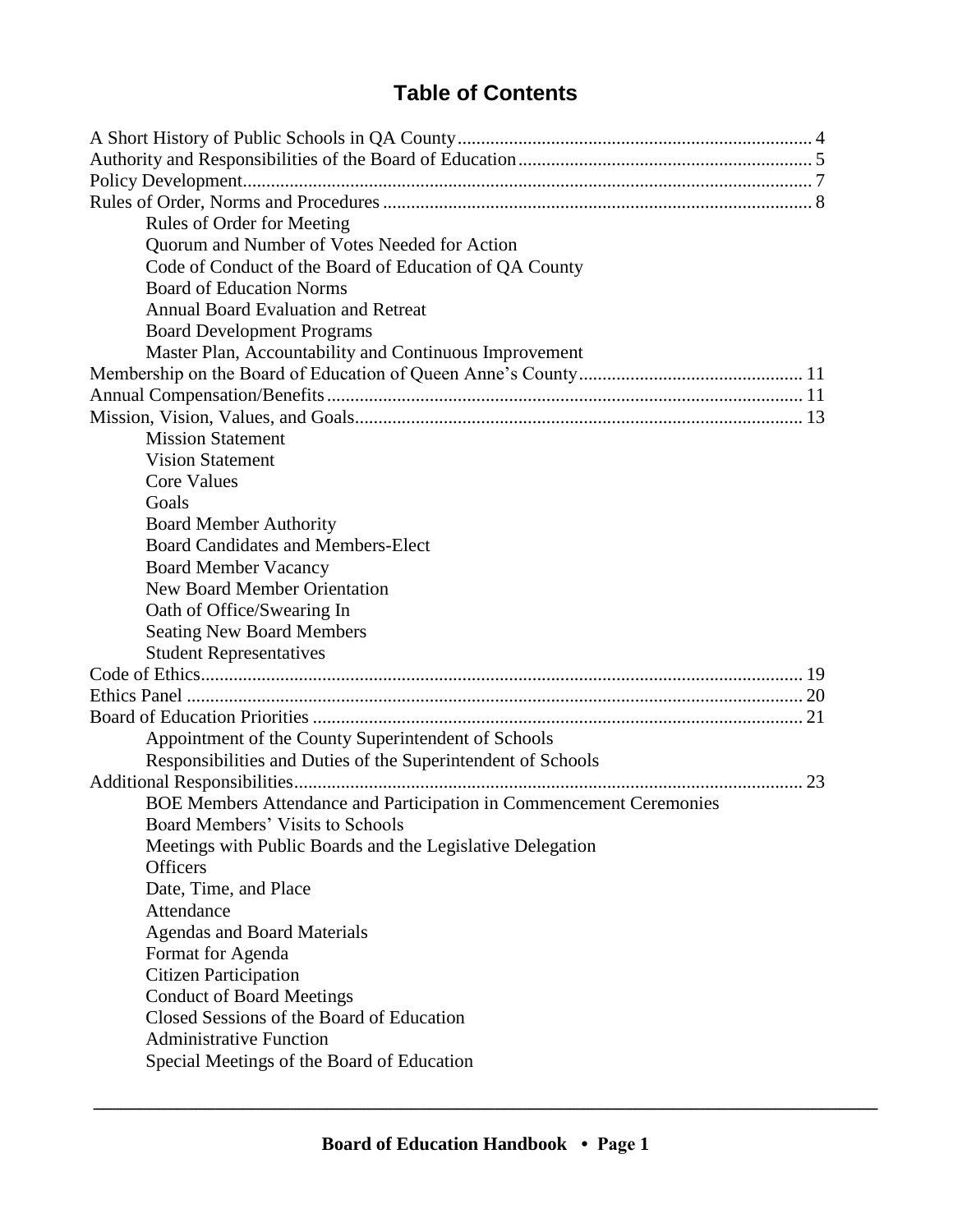# Table of Contents

A Short History of Public Schools in QA County ........................................................................ 4
Authority and Responsibilities of the Board of Education ............................................................ 5
Policy Development ........................................................................................................................ 7
Rules of Order, Norms and Procedures ......................................................................................... 8

- Rules of Order for Meeting
- Quorum and Number of Votes Needed for Action
- Code of Conduct of the Board of Education of QA County
- Board of Education Norms
- Annual Board Evaluation and Retreat
- Board Development Programs
- Master Plan, Accountability and Continuous Improvement

Membership on the Board of Education of Queen Anne's County ............................................... 11
Annual Compensation/Benefits ..................................................................................................... 11
Mission, Vision, Values, and Goals ............................................................................................... 13

- Mission Statement
- Vision Statement
- Core Values
- Goals
- Board Member Authority
- Board Candidates and Members-Elect
- Board Member Vacancy
- New Board Member Orientation
- Oath of Office/Swearing In
- Seating New Board Members
- Student Representatives

Code of Ethics ................................................................................................................................ 19
Ethics Panel ................................................................................................................................... 20
Board of Education Priorities ........................................................................................................ 21

- Appointment of the County Superintendent of Schools
- Responsibilities and Duties of the Superintendent of Schools

Additional Responsibilities ............................................................................................................ 23

- BOE Members Attendance and Participation in Commencement Ceremonies
- Board Members' Visits to Schools
- Meetings with Public Boards and the Legislative Delegation
- Officers
- Date, Time, and Place
- Attendance
- Agendas and Board Materials
- Format for Agenda
- Citizen Participation
- Conduct of Board Meetings
- Closed Sessions of the Board of Education
- Administrative Function
- Special Meetings of the Board of Education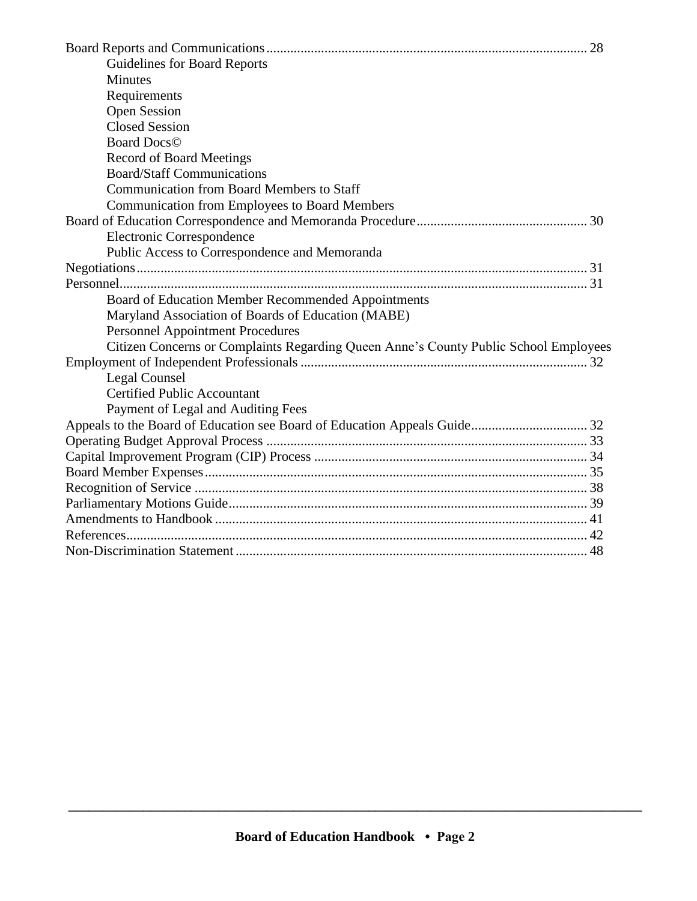Board Reports and Communications ............................................................................................ 28
- Guidelines for Board Reports
- Minutes
- Requirements
- Open Session
- Closed Session
- Board Docs©
- Record of Board Meetings
- Board/Staff Communications
- Communication from Board Members to Staff
- Communication from Employees to Board Members

Board of Education Correspondence and Memoranda Procedure ................................................. 30
- Electronic Correspondence
- Public Access to Correspondence and Memoranda

Negotiations .................................................................................................................................. 31

Personnel ....................................................................................................................................... 31
- Board of Education Member Recommended Appointments
- Maryland Association of Boards of Education (MABE)
- Personnel Appointment Procedures
- Citizen Concerns or Complaints Regarding Queen Anne's County Public School Employees

Employment of Independent Professionals ................................................................................... 32
- Legal Counsel
- Certified Public Accountant
- Payment of Legal and Auditing Fees

Appeals to the Board of Education see Board of Education Appeals Guide .................................. 32

Operating Budget Approval Process ............................................................................................. 33

Capital Improvement Program (CIP) Process ............................................................................... 34

Board Member Expenses ............................................................................................................... 35

Recognition of Service .................................................................................................................. 38

Parliamentary Motions Guide ........................................................................................................ 39

Amendments to Handbook ............................................................................................................ 41

References ...................................................................................................................................... 42

Non-Discrimination Statement ...................................................................................................... 48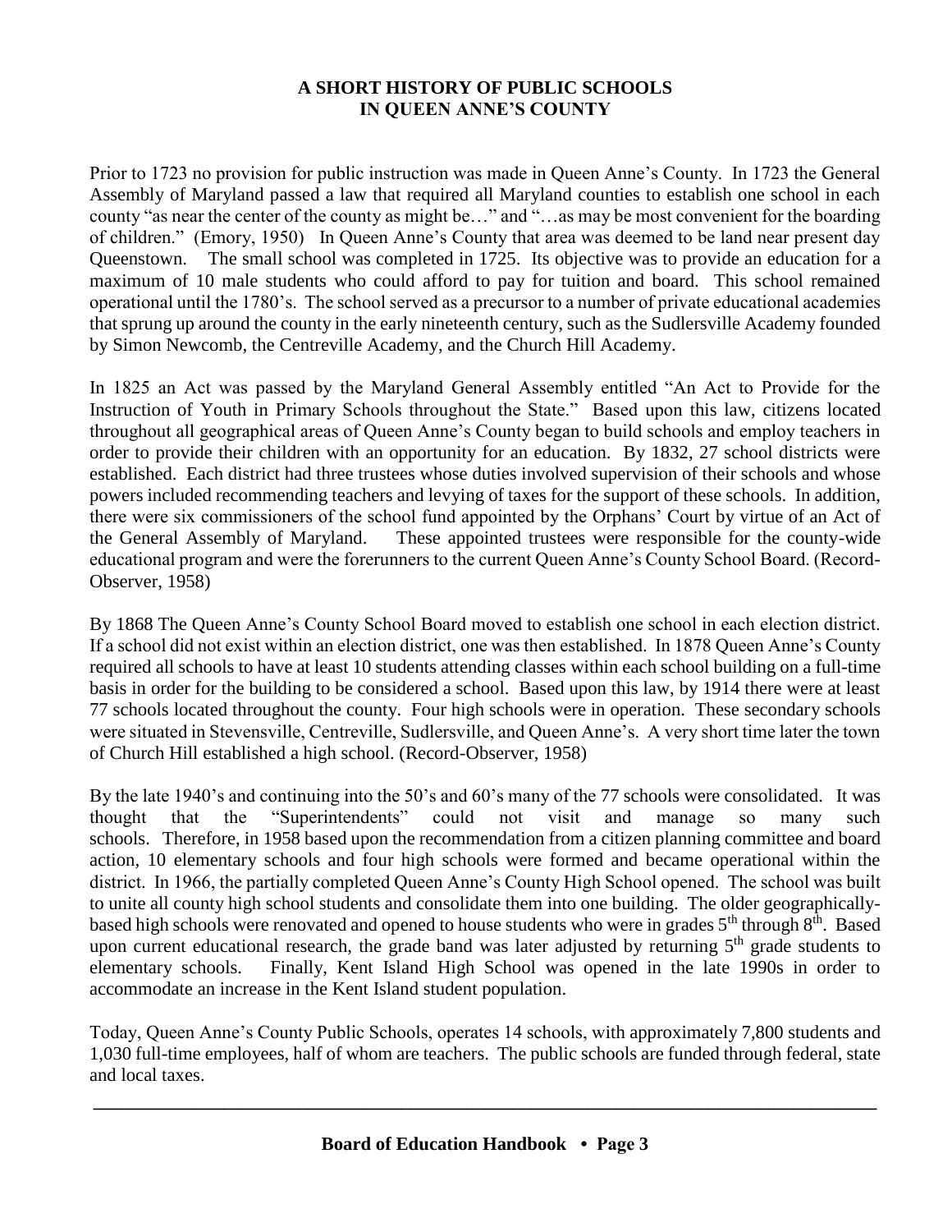# A SHORT HISTORY OF PUBLIC SCHOOLS IN QUEEN ANNE'S COUNTY

Prior to 1723 no provision for public instruction was made in Queen Anne's County. In 1723 the General Assembly of Maryland passed a law that required all Maryland counties to establish one school in each county "as near the center of the county as might be…" and "…as may be most convenient for the boarding of children." (Emory, 1950) In Queen Anne's County that area was deemed to be land near present day Queenstown. The small school was completed in 1725. Its objective was to provide an education for a maximum of 10 male students who could afford to pay for tuition and board. This school remained operational until the 1780's. The school served as a precursor to a number of private educational academies that sprung up around the county in the early nineteenth century, such as the Sudlersville Academy founded by Simon Newcomb, the Centreville Academy, and the Church Hill Academy.

In 1825 an Act was passed by the Maryland General Assembly entitled "An Act to Provide for the Instruction of Youth in Primary Schools throughout the State." Based upon this law, citizens located throughout all geographical areas of Queen Anne's County began to build schools and employ teachers in order to provide their children with an opportunity for an education. By 1832, 27 school districts were established. Each district had three trustees whose duties involved supervision of their schools and whose powers included recommending teachers and levying of taxes for the support of these schools. In addition, there were six commissioners of the school fund appointed by the Orphans' Court by virtue of an Act of the General Assembly of Maryland. These appointed trustees were responsible for the county-wide educational program and were the forerunners to the current Queen Anne's County School Board. (Record-Observer, 1958)

By 1868 The Queen Anne's County School Board moved to establish one school in each election district. If a school did not exist within an election district, one was then established. In 1878 Queen Anne's County required all schools to have at least 10 students attending classes within each school building on a full-time basis in order for the building to be considered a school. Based upon this law, by 1914 there were at least 77 schools located throughout the county. Four high schools were in operation. These secondary schools were situated in Stevensville, Centreville, Sudlersville, and Queen Anne's. A very short time later the town of Church Hill established a high school. (Record-Observer, 1958)

By the late 1940's and continuing into the 50's and 60's many of the 77 schools were consolidated. It was thought that the "Superintendents" could not visit and manage so many such schools. Therefore, in 1958 based upon the recommendation from a citizen planning committee and board action, 10 elementary schools and four high schools were formed and became operational within the district. In 1966, the partially completed Queen Anne's County High School opened. The school was built to unite all county high school students and consolidate them into one building. The older geographically-based high schools were renovated and opened to house students who were in grades 5th through 8th. Based upon current educational research, the grade band was later adjusted by returning 5th grade students to elementary schools. Finally, Kent Island High School was opened in the late 1990s in order to accommodate an increase in the Kent Island student population.

Today, Queen Anne's County Public Schools, operates 14 schools, with approximately 7,800 students and 1,030 full-time employees, half of whom are teachers. The public schools are funded through federal, state and local taxes.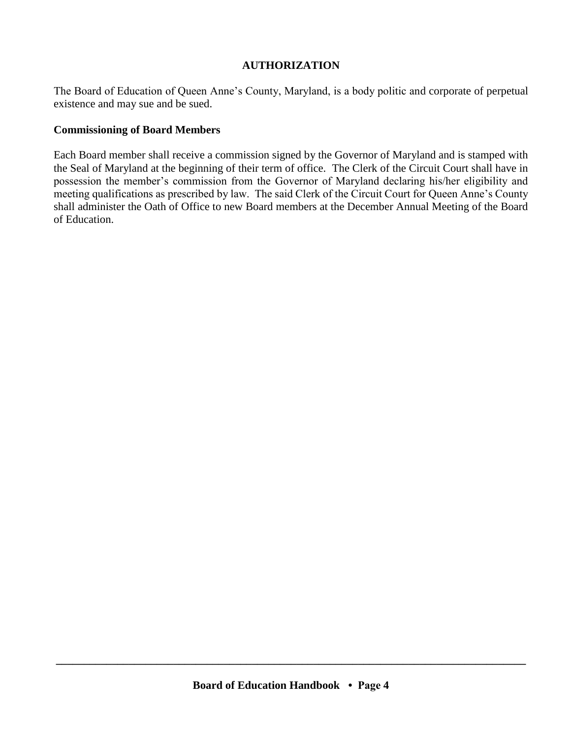## AUTHORIZATION

The Board of Education of Queen Anne's County, Maryland, is a body politic and corporate of perpetual existence and may sue and be sued.

### Commissioning of Board Members

Each Board member shall receive a commission signed by the Governor of Maryland and is stamped with the Seal of Maryland at the beginning of their term of office. The Clerk of the Circuit Court shall have in possession the member's commission from the Governor of Maryland declaring his/her eligibility and meeting qualifications as prescribed by law. The said Clerk of the Circuit Court for Queen Anne's County shall administer the Oath of Office to new Board members at the December Annual Meeting of the Board of Education.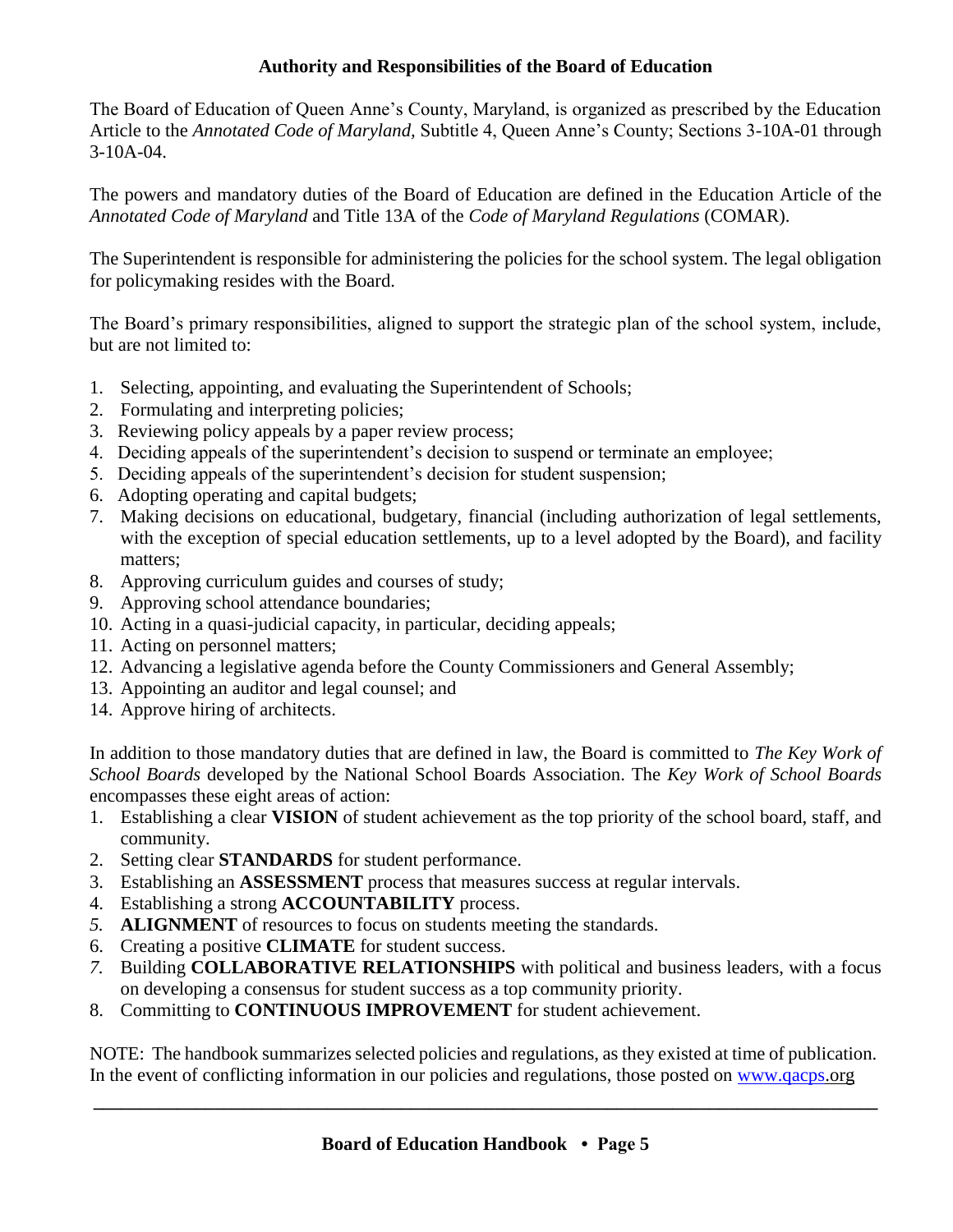## Authority and Responsibilities of the Board of Education

The Board of Education of Queen Anne's County, Maryland, is organized as prescribed by the Education Article to the *Annotated Code of Maryland*, Subtitle 4, Queen Anne's County; Sections 3-10A-01 through 3-10A-04.

The powers and mandatory duties of the Board of Education are defined in the Education Article of the *Annotated Code of Maryland* and Title 13A of the *Code of Maryland Regulations* (COMAR).

The Superintendent is responsible for administering the policies for the school system. The legal obligation for policymaking resides with the Board.

The Board's primary responsibilities, aligned to support the strategic plan of the school system, include, but are not limited to:

1. Selecting, appointing, and evaluating the Superintendent of Schools;
2. Formulating and interpreting policies;
3. Reviewing policy appeals by a paper review process;
4. Deciding appeals of the superintendent's decision to suspend or terminate an employee;
5. Deciding appeals of the superintendent's decision for student suspension;
6. Adopting operating and capital budgets;
7. Making decisions on educational, budgetary, financial (including authorization of legal settlements, with the exception of special education settlements, up to a level adopted by the Board), and facility matters;
8. Approving curriculum guides and courses of study;
9. Approving school attendance boundaries;
10. Acting in a quasi-judicial capacity, in particular, deciding appeals;
11. Acting on personnel matters;
12. Advancing a legislative agenda before the County Commissioners and General Assembly;
13. Appointing an auditor and legal counsel; and
14. Approve hiring of architects.

In addition to those mandatory duties that are defined in law, the Board is committed to *The Key Work of School Boards* developed by the National School Boards Association. The *Key Work of School Boards* encompasses these eight areas of action:

1. Establishing a clear **VISION** of student achievement as the top priority of the school board, staff, and community.
2. Setting clear **STANDARDS** for student performance.
3. Establishing an **ASSESSMENT** process that measures success at regular intervals.
4. Establishing a strong **ACCOUNTABILITY** process.
5. **ALIGNMENT** of resources to focus on students meeting the standards.
6. Creating a positive **CLIMATE** for student success.
7. Building **COLLABORATIVE RELATIONSHIPS** with political and business leaders, with a focus on developing a consensus for student success as a top community priority.
8. Committing to **CONTINUOUS IMPROVEMENT** for student achievement.

NOTE: The handbook summarizes selected policies and regulations, as they existed at time of publication. In the event of conflicting information in our policies and regulations, those posted on [www.qacps.org](www.qacps.org)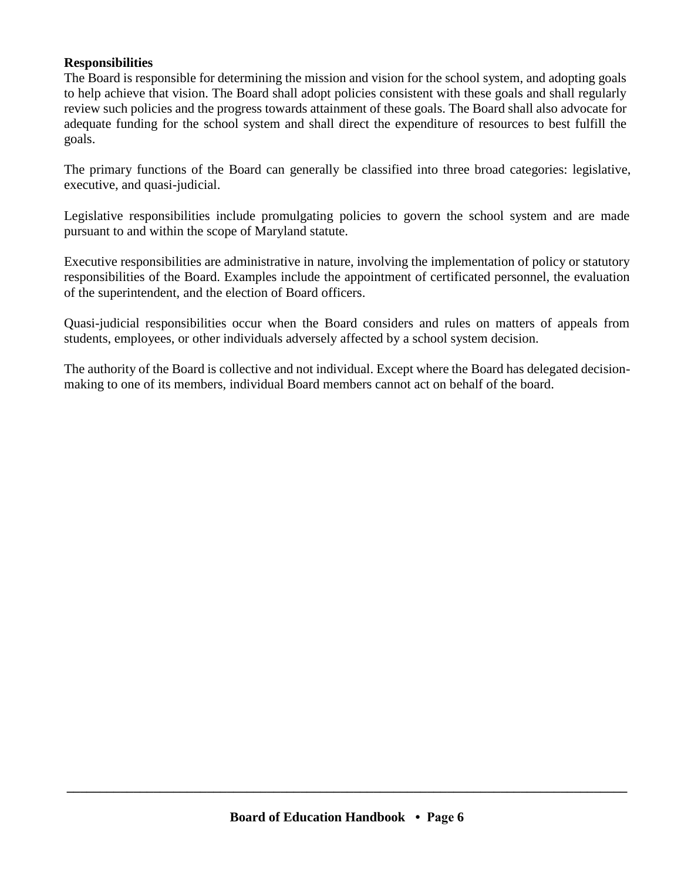**Responsibilities**

The Board is responsible for determining the mission and vision for the school system, and adopting goals to help achieve that vision. The Board shall adopt policies consistent with these goals and shall regularly review such policies and the progress towards attainment of these goals. The Board shall also advocate for adequate funding for the school system and shall direct the expenditure of resources to best fulfill the goals.

The primary functions of the Board can generally be classified into three broad categories: legislative, executive, and quasi-judicial.

Legislative responsibilities include promulgating policies to govern the school system and are made pursuant to and within the scope of Maryland statute.

Executive responsibilities are administrative in nature, involving the implementation of policy or statutory responsibilities of the Board. Examples include the appointment of certificated personnel, the evaluation of the superintendent, and the election of Board officers.

Quasi-judicial responsibilities occur when the Board considers and rules on matters of appeals from students, employees, or other individuals adversely affected by a school system decision.

The authority of the Board is collective and not individual. Except where the Board has delegated decision-making to one of its members, individual Board members cannot act on behalf of the board.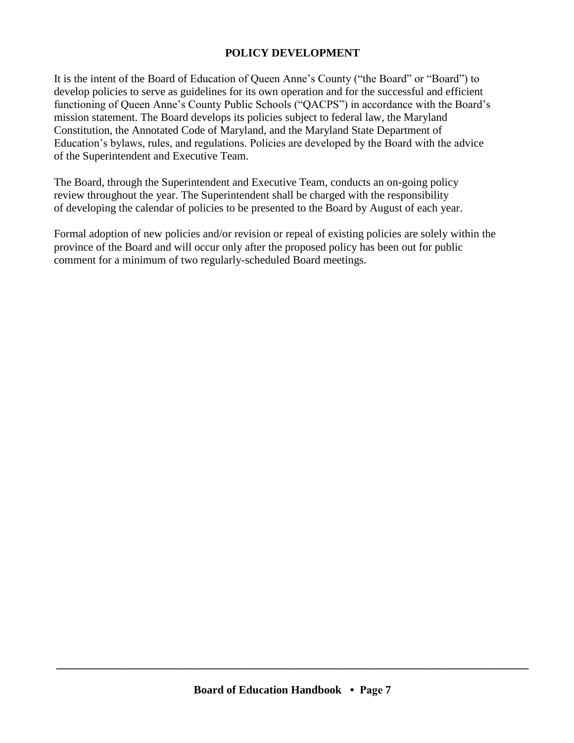## POLICY DEVELOPMENT

It is the intent of the Board of Education of Queen Anne's County ("the Board" or "Board") to develop policies to serve as guidelines for its own operation and for the successful and efficient functioning of Queen Anne's County Public Schools ("QACPS") in accordance with the Board's mission statement. The Board develops its policies subject to federal law, the Maryland Constitution, the Annotated Code of Maryland, and the Maryland State Department of Education's bylaws, rules, and regulations. Policies are developed by the Board with the advice of the Superintendent and Executive Team.

The Board, through the Superintendent and Executive Team, conducts an on-going policy review throughout the year. The Superintendent shall be charged with the responsibility of developing the calendar of policies to be presented to the Board by August of each year.

Formal adoption of new policies and/or revision or repeal of existing policies are solely within the province of the Board and will occur only after the proposed policy has been out for public comment for a minimum of two regularly-scheduled Board meetings.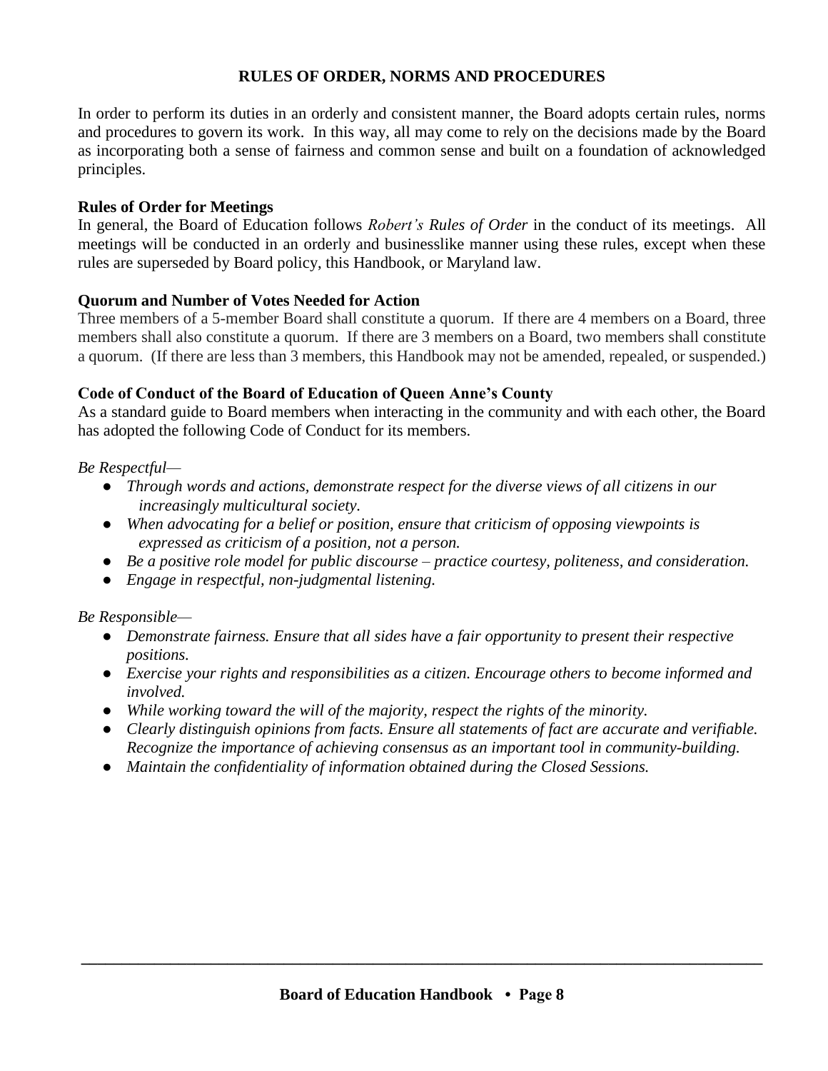## RULES OF ORDER, NORMS AND PROCEDURES

In order to perform its duties in an orderly and consistent manner, the Board adopts certain rules, norms and procedures to govern its work. In this way, all may come to rely on the decisions made by the Board as incorporating both a sense of fairness and common sense and built on a foundation of acknowledged principles.

### Rules of Order for Meetings

In general, the Board of Education follows *Robert's Rules of Order* in the conduct of its meetings. All meetings will be conducted in an orderly and businesslike manner using these rules, except when these rules are superseded by Board policy, this Handbook, or Maryland law.

### Quorum and Number of Votes Needed for Action

Three members of a 5-member Board shall constitute a quorum. If there are 4 members on a Board, three members shall also constitute a quorum. If there are 3 members on a Board, two members shall constitute a quorum. (If there are less than 3 members, this Handbook may not be amended, repealed, or suspended.)

### Code of Conduct of the Board of Education of Queen Anne's County

As a standard guide to Board members when interacting in the community and with each other, the Board has adopted the following Code of Conduct for its members.

*Be Respectful—*

- *Through words and actions, demonstrate respect for the diverse views of all citizens in our increasingly multicultural society.*
- *When advocating for a belief or position, ensure that criticism of opposing viewpoints is expressed as criticism of a position, not a person.*
- *Be a positive role model for public discourse – practice courtesy, politeness, and consideration.*
- *Engage in respectful, non-judgmental listening.*

*Be Responsible—*

- *Demonstrate fairness. Ensure that all sides have a fair opportunity to present their respective positions.*
- *Exercise your rights and responsibilities as a citizen. Encourage others to become informed and involved.*
- *While working toward the will of the majority, respect the rights of the minority.*
- *Clearly distinguish opinions from facts. Ensure all statements of fact are accurate and verifiable. Recognize the importance of achieving consensus as an important tool in community-building.*
- *Maintain the confidentiality of information obtained during the Closed Sessions.*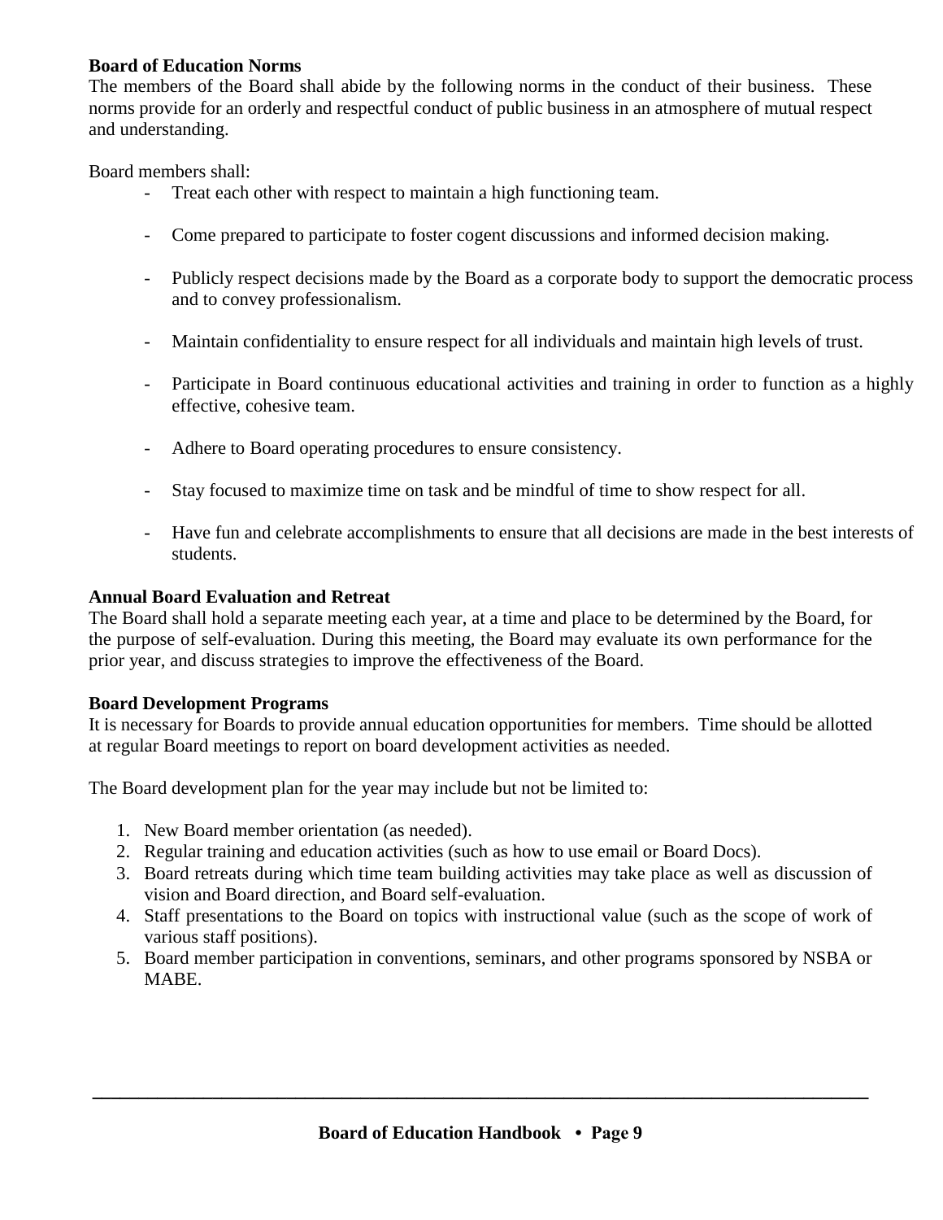**Board of Education Norms**

The members of the Board shall abide by the following norms in the conduct of their business. These norms provide for an orderly and respectful conduct of public business in an atmosphere of mutual respect and understanding.

Board members shall:

- Treat each other with respect to maintain a high functioning team.
- Come prepared to participate to foster cogent discussions and informed decision making.
- Publicly respect decisions made by the Board as a corporate body to support the democratic process and to convey professionalism.
- Maintain confidentiality to ensure respect for all individuals and maintain high levels of trust.
- Participate in Board continuous educational activities and training in order to function as a highly effective, cohesive team.
- Adhere to Board operating procedures to ensure consistency.
- Stay focused to maximize time on task and be mindful of time to show respect for all.
- Have fun and celebrate accomplishments to ensure that all decisions are made in the best interests of students.

**Annual Board Evaluation and Retreat**

The Board shall hold a separate meeting each year, at a time and place to be determined by the Board, for the purpose of self-evaluation. During this meeting, the Board may evaluate its own performance for the prior year, and discuss strategies to improve the effectiveness of the Board.

**Board Development Programs**

It is necessary for Boards to provide annual education opportunities for members. Time should be allotted at regular Board meetings to report on board development activities as needed.

The Board development plan for the year may include but not be limited to:

1. New Board member orientation (as needed).
2. Regular training and education activities (such as how to use email or Board Docs).
3. Board retreats during which time team building activities may take place as well as discussion of vision and Board direction, and Board self-evaluation.
4. Staff presentations to the Board on topics with instructional value (such as the scope of work of various staff positions).
5. Board member participation in conventions, seminars, and other programs sponsored by NSBA or MABE.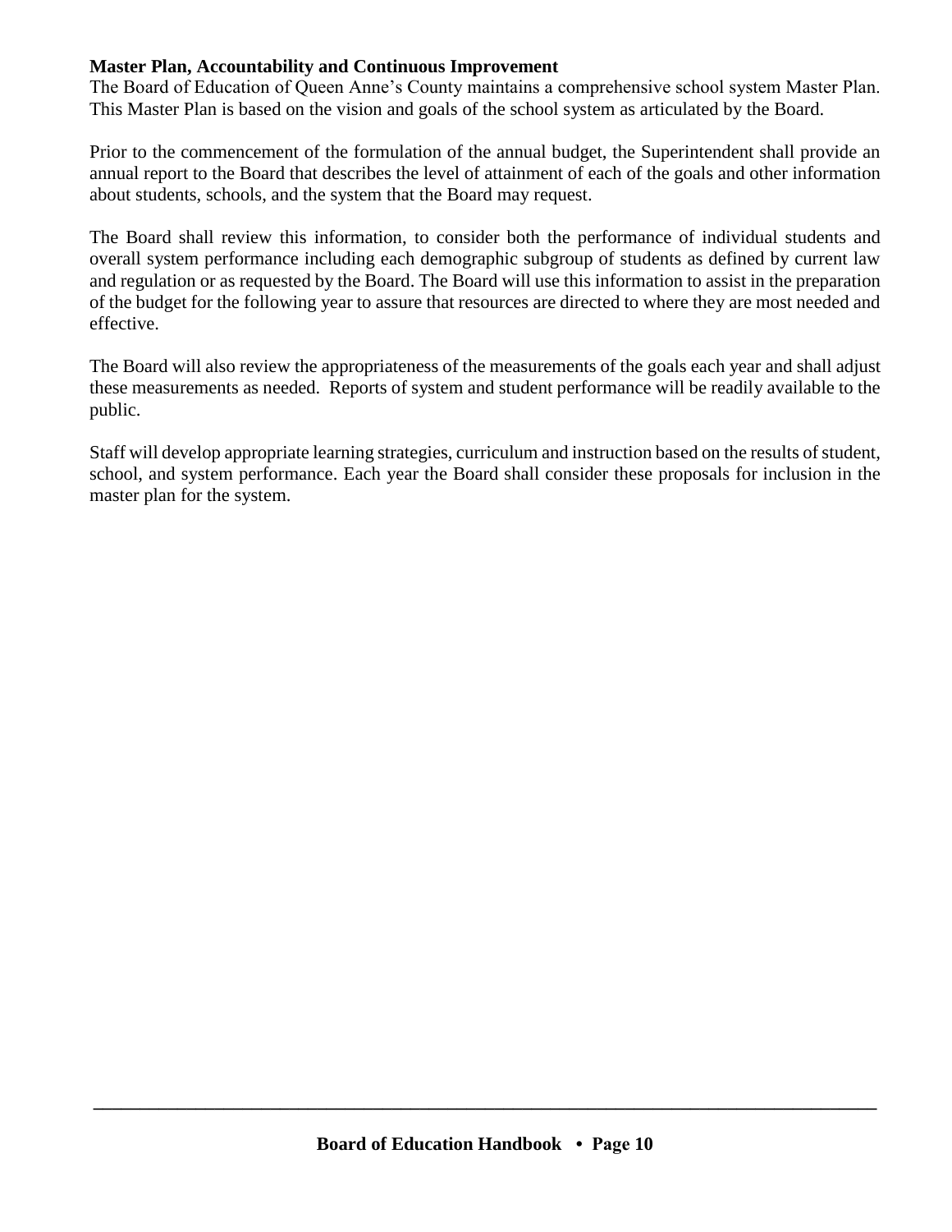**Master Plan, Accountability and Continuous Improvement**

The Board of Education of Queen Anne's County maintains a comprehensive school system Master Plan. This Master Plan is based on the vision and goals of the school system as articulated by the Board.

Prior to the commencement of the formulation of the annual budget, the Superintendent shall provide an annual report to the Board that describes the level of attainment of each of the goals and other information about students, schools, and the system that the Board may request.

The Board shall review this information, to consider both the performance of individual students and overall system performance including each demographic subgroup of students as defined by current law and regulation or as requested by the Board. The Board will use this information to assist in the preparation of the budget for the following year to assure that resources are directed to where they are most needed and effective.

The Board will also review the appropriateness of the measurements of the goals each year and shall adjust these measurements as needed. Reports of system and student performance will be readily available to the public.

Staff will develop appropriate learning strategies, curriculum and instruction based on the results of student, school, and system performance. Each year the Board shall consider these proposals for inclusion in the master plan for the system.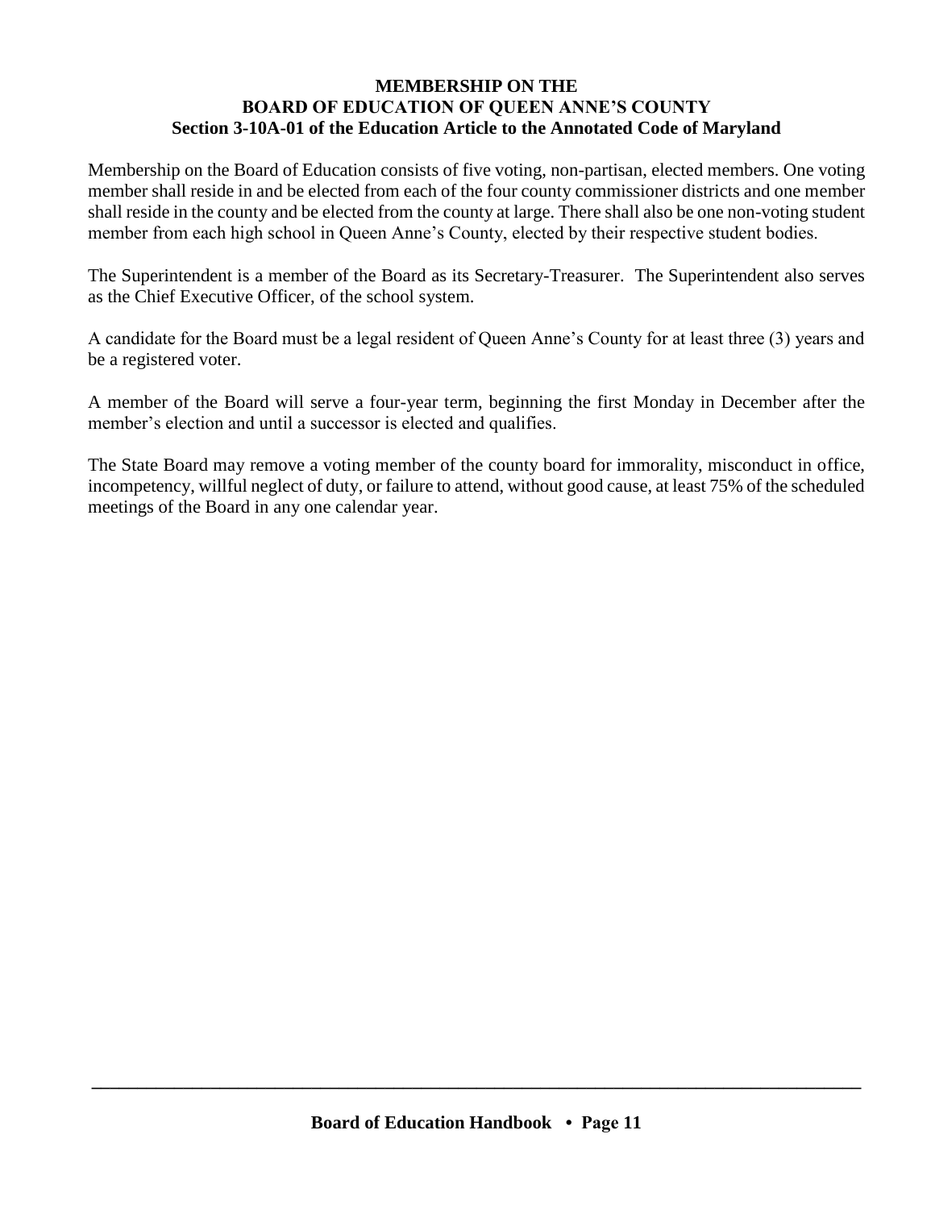## MEMBERSHIP ON THE BOARD OF EDUCATION OF QUEEN ANNE'S COUNTY
### Section 3-10A-01 of the Education Article to the Annotated Code of Maryland

Membership on the Board of Education consists of five voting, non-partisan, elected members. One voting member shall reside in and be elected from each of the four county commissioner districts and one member shall reside in the county and be elected from the county at large. There shall also be one non-voting student member from each high school in Queen Anne's County, elected by their respective student bodies.

The Superintendent is a member of the Board as its Secretary-Treasurer. The Superintendent also serves as the Chief Executive Officer, of the school system.

A candidate for the Board must be a legal resident of Queen Anne's County for at least three (3) years and be a registered voter.

A member of the Board will serve a four-year term, beginning the first Monday in December after the member's election and until a successor is elected and qualifies.

The State Board may remove a voting member of the county board for immorality, misconduct in office, incompetency, willful neglect of duty, or failure to attend, without good cause, at least 75% of the scheduled meetings of the Board in any one calendar year.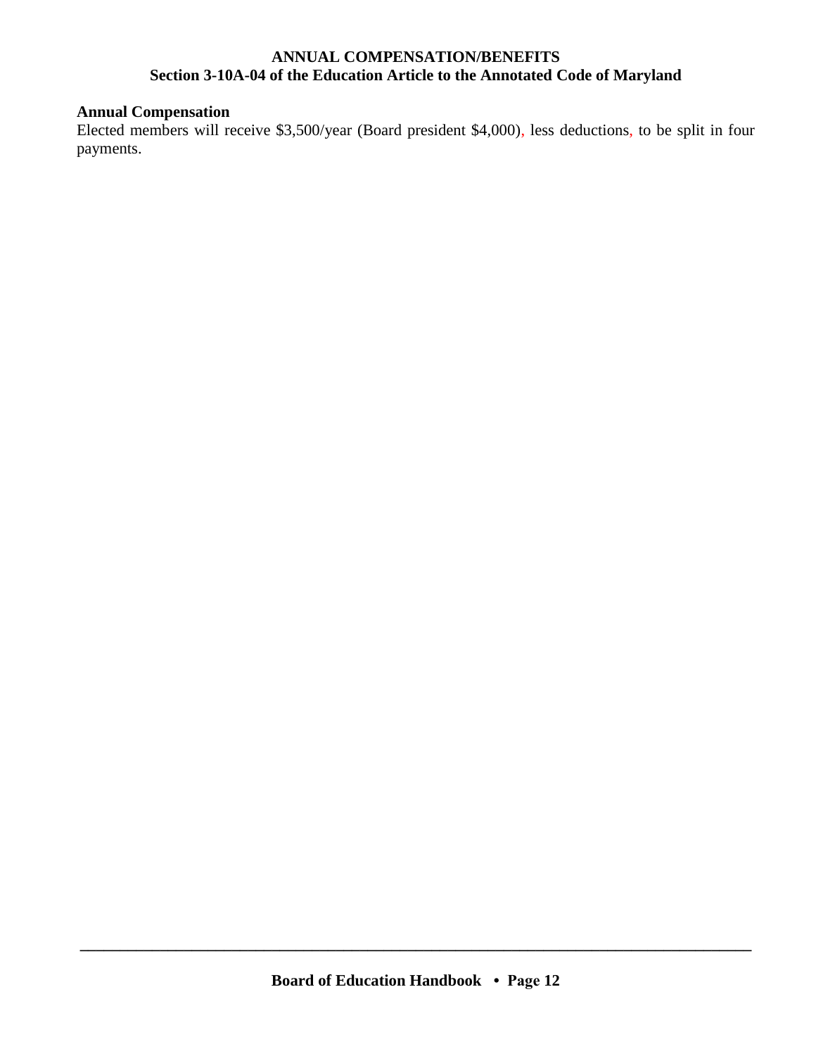## ANNUAL COMPENSATION/BENEFITS
## Section 3-10A-04 of the Education Article to the Annotated Code of Maryland

**Annual Compensation**

Elected members will receive $3,500/year (Board president $4,000), less deductions, to be split in four payments.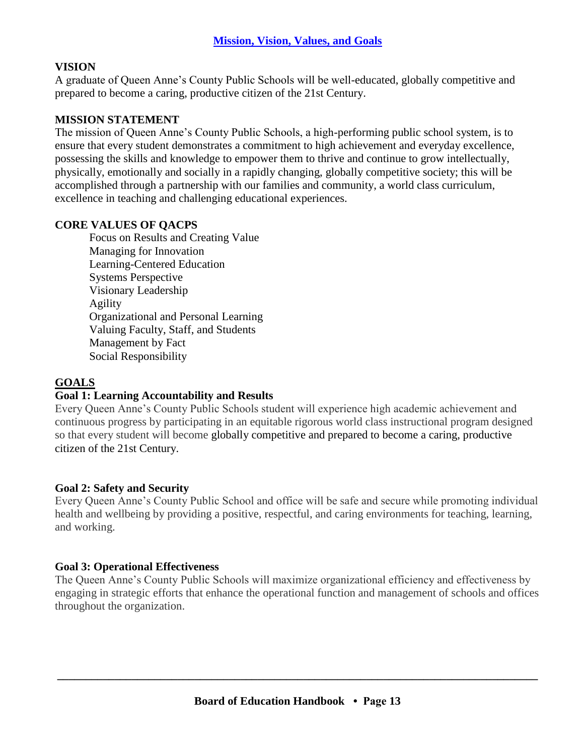# Mission, Vision, Values, and Goals

## VISION

A graduate of Queen Anne's County Public Schools will be well-educated, globally competitive and prepared to become a caring, productive citizen of the 21st Century.

## MISSION STATEMENT

The mission of Queen Anne's County Public Schools, a high-performing public school system, is to ensure that every student demonstrates a commitment to high achievement and everyday excellence, possessing the skills and knowledge to empower them to thrive and continue to grow intellectually, physically, emotionally and socially in a rapidly changing, globally competitive society; this will be accomplished through a partnership with our families and community, a world class curriculum, excellence in teaching and challenging educational experiences.

## CORE VALUES OF QACPS

- Focus on Results and Creating Value
- Managing for Innovation
- Learning-Centered Education
- Systems Perspective
- Visionary Leadership
- Agility
- Organizational and Personal Learning
- Valuing Faculty, Staff, and Students
- Management by Fact
- Social Responsibility

## GOALS

### Goal 1: Learning Accountability and Results

Every Queen Anne's County Public Schools student will experience high academic achievement and continuous progress by participating in an equitable rigorous world class instructional program designed so that every student will become globally competitive and prepared to become a caring, productive citizen of the 21st Century.

### Goal 2: Safety and Security

Every Queen Anne's County Public School and office will be safe and secure while promoting individual health and wellbeing by providing a positive, respectful, and caring environments for teaching, learning, and working.

### Goal 3: Operational Effectiveness

The Queen Anne's County Public Schools will maximize organizational efficiency and effectiveness by engaging in strategic efforts that enhance the operational function and management of schools and offices throughout the organization.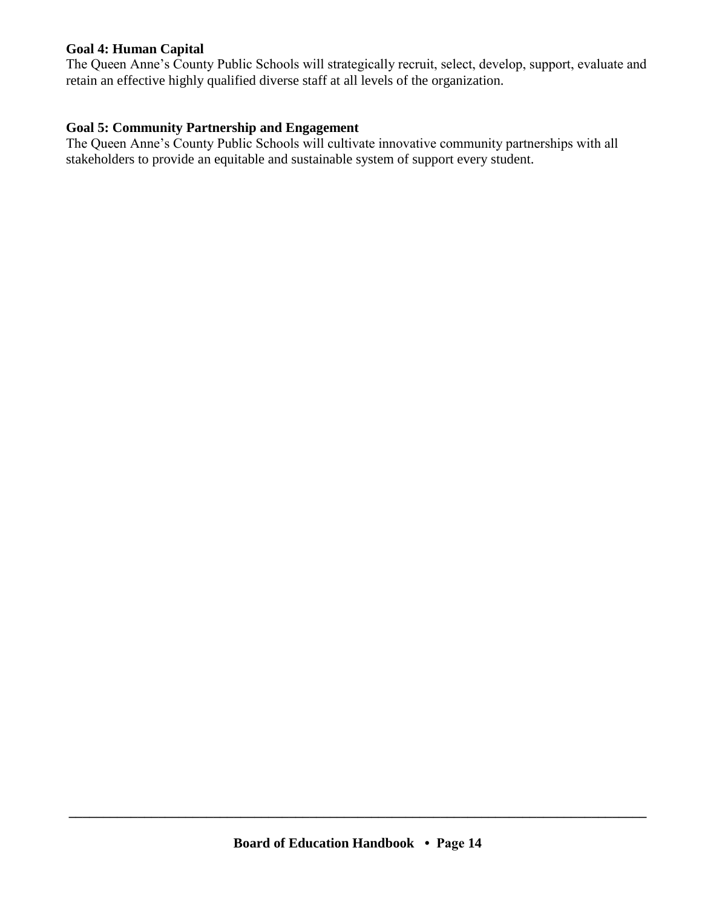**Goal 4: Human Capital**

The Queen Anne's County Public Schools will strategically recruit, select, develop, support, evaluate and retain an effective highly qualified diverse staff at all levels of the organization.

**Goal 5: Community Partnership and Engagement**

The Queen Anne's County Public Schools will cultivate innovative community partnerships with all stakeholders to provide an equitable and sustainable system of support every student.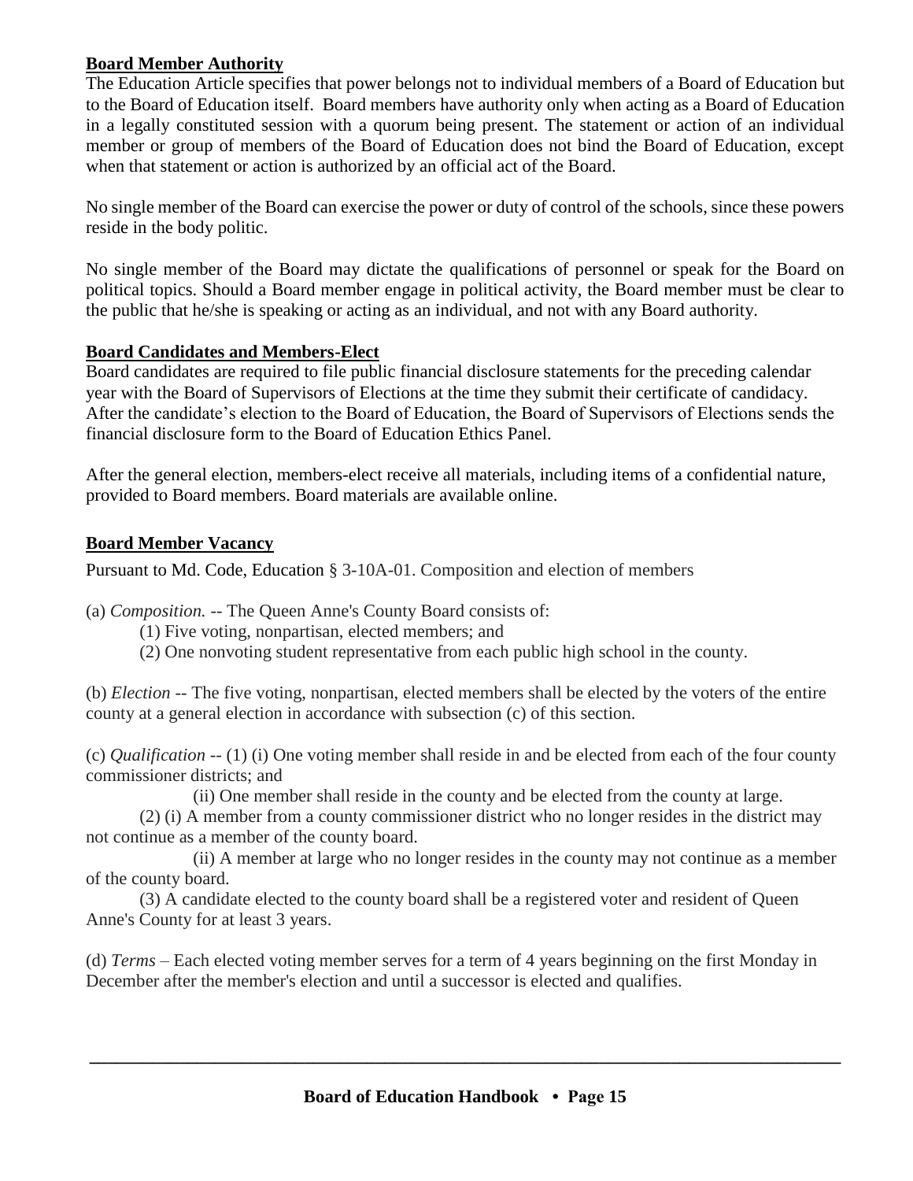**Board Member Authority**

The Education Article specifies that power belongs not to individual members of a Board of Education but to the Board of Education itself. Board members have authority only when acting as a Board of Education in a legally constituted session with a quorum being present. The statement or action of an individual member or group of members of the Board of Education does not bind the Board of Education, except when that statement or action is authorized by an official act of the Board.

No single member of the Board can exercise the power or duty of control of the schools, since these powers reside in the body politic.

No single member of the Board may dictate the qualifications of personnel or speak for the Board on political topics. Should a Board member engage in political activity, the Board member must be clear to the public that he/she is speaking or acting as an individual, and not with any Board authority.

**Board Candidates and Members-Elect**

Board candidates are required to file public financial disclosure statements for the preceding calendar year with the Board of Supervisors of Elections at the time they submit their certificate of candidacy. After the candidate's election to the Board of Education, the Board of Supervisors of Elections sends the financial disclosure form to the Board of Education Ethics Panel.

After the general election, members-elect receive all materials, including items of a confidential nature, provided to Board members. Board materials are available online.

**Board Member Vacancy**

Pursuant to Md. Code, Education § 3-10A-01. Composition and election of members

(a) *Composition.* -- The Queen Anne's County Board consists of:

(1) Five voting, nonpartisan, elected members; and

(2) One nonvoting student representative from each public high school in the county.

(b) *Election* -- The five voting, nonpartisan, elected members shall be elected by the voters of the entire county at a general election in accordance with subsection (c) of this section.

(c) *Qualification* -- (1) (i) One voting member shall reside in and be elected from each of the four county commissioner districts; and

(ii) One member shall reside in the county and be elected from the county at large.

(2) (i) A member from a county commissioner district who no longer resides in the district may not continue as a member of the county board.

(ii) A member at large who no longer resides in the county may not continue as a member of the county board.

(3) A candidate elected to the county board shall be a registered voter and resident of Queen Anne's County for at least 3 years.

(d) *Terms* – Each elected voting member serves for a term of 4 years beginning on the first Monday in December after the member's election and until a successor is elected and qualifies.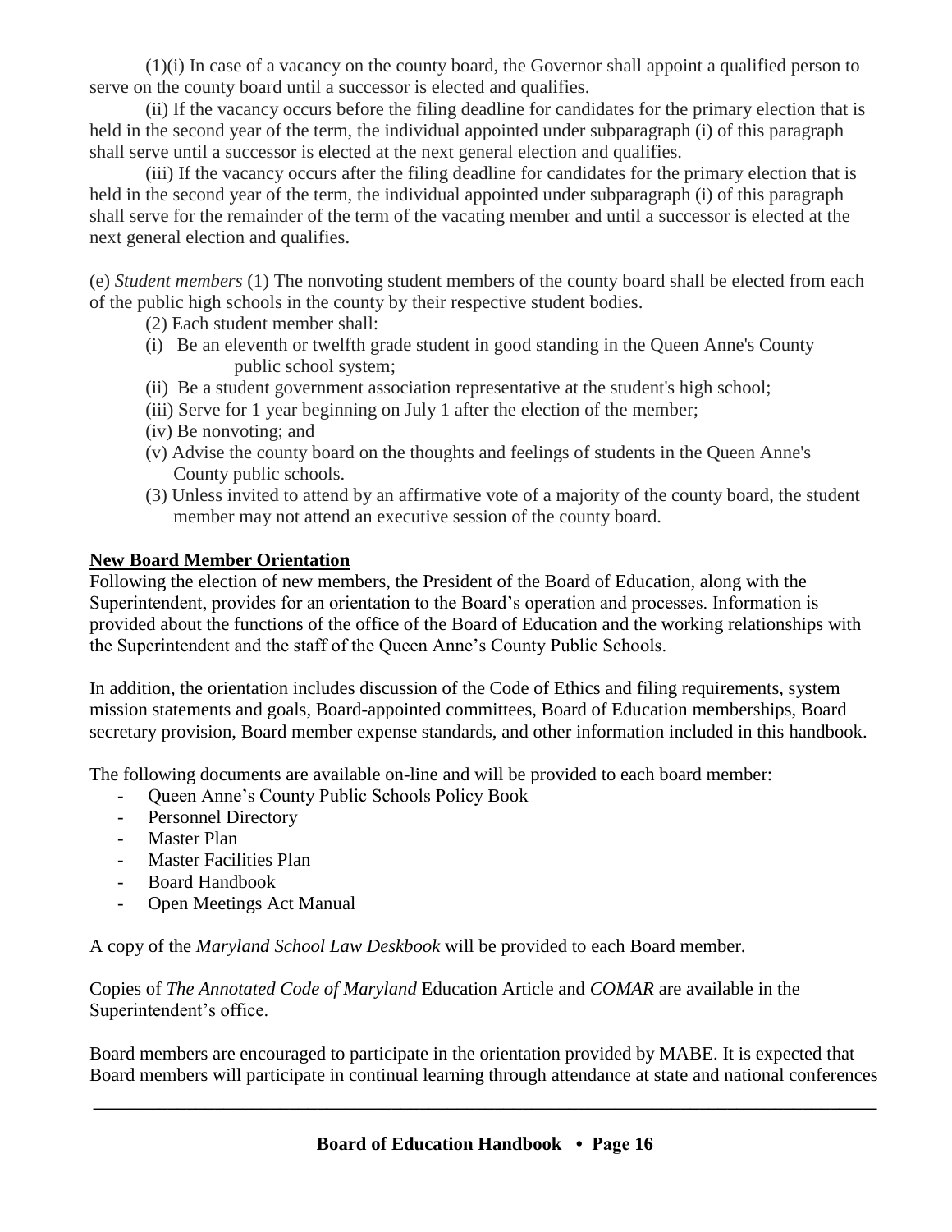(1)(i) In case of a vacancy on the county board, the Governor shall appoint a qualified person to serve on the county board until a successor is elected and qualifies.

(ii) If the vacancy occurs before the filing deadline for candidates for the primary election that is held in the second year of the term, the individual appointed under subparagraph (i) of this paragraph shall serve until a successor is elected at the next general election and qualifies.

(iii) If the vacancy occurs after the filing deadline for candidates for the primary election that is held in the second year of the term, the individual appointed under subparagraph (i) of this paragraph shall serve for the remainder of the term of the vacating member and until a successor is elected at the next general election and qualifies.

(e) *Student members* (1) The nonvoting student members of the county board shall be elected from each of the public high schools in the county by their respective student bodies.

(2) Each student member shall:

(i) Be an eleventh or twelfth grade student in good standing in the Queen Anne's County public school system;

(ii) Be a student government association representative at the student's high school;

(iii) Serve for 1 year beginning on July 1 after the election of the member;

(iv) Be nonvoting; and

(v) Advise the county board on the thoughts and feelings of students in the Queen Anne's County public schools.

(3) Unless invited to attend by an affirmative vote of a majority of the county board, the student member may not attend an executive session of the county board.

**New Board Member Orientation**

Following the election of new members, the President of the Board of Education, along with the Superintendent, provides for an orientation to the Board's operation and processes. Information is provided about the functions of the office of the Board of Education and the working relationships with the Superintendent and the staff of the Queen Anne's County Public Schools.

In addition, the orientation includes discussion of the Code of Ethics and filing requirements, system mission statements and goals, Board-appointed committees, Board of Education memberships, Board secretary provision, Board member expense standards, and other information included in this handbook.

The following documents are available on-line and will be provided to each board member:

- Queen Anne's County Public Schools Policy Book
- Personnel Directory
- Master Plan
- Master Facilities Plan
- Board Handbook
- Open Meetings Act Manual

A copy of the *Maryland School Law Deskbook* will be provided to each Board member.

Copies of *The Annotated Code of Maryland* Education Article and *COMAR* are available in the Superintendent's office.

Board members are encouraged to participate in the orientation provided by MABE. It is expected that Board members will participate in continual learning through attendance at state and national conferences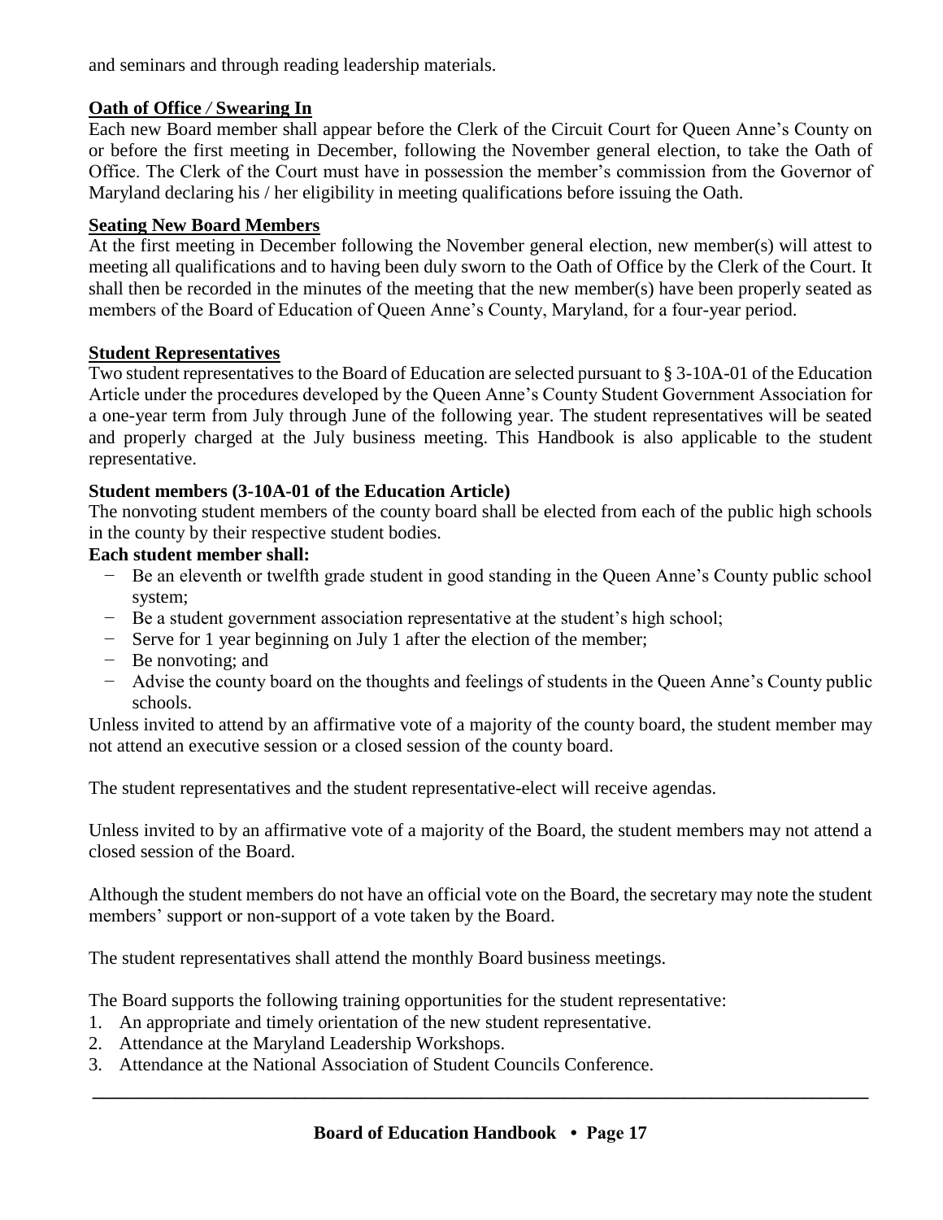and seminars and through reading leadership materials.

## Oath of Office / Swearing In

Each new Board member shall appear before the Clerk of the Circuit Court for Queen Anne's County on or before the first meeting in December, following the November general election, to take the Oath of Office. The Clerk of the Court must have in possession the member's commission from the Governor of Maryland declaring his / her eligibility in meeting qualifications before issuing the Oath.

## Seating New Board Members

At the first meeting in December following the November general election, new member(s) will attest to meeting all qualifications and to having been duly sworn to the Oath of Office by the Clerk of the Court. It shall then be recorded in the minutes of the meeting that the new member(s) have been properly seated as members of the Board of Education of Queen Anne's County, Maryland, for a four-year period.

## Student Representatives

Two student representatives to the Board of Education are selected pursuant to § 3-10A-01 of the Education Article under the procedures developed by the Queen Anne's County Student Government Association for a one-year term from July through June of the following year. The student representatives will be seated and properly charged at the July business meeting. This Handbook is also applicable to the student representative.

### Student members (3-10A-01 of the Education Article)

The nonvoting student members of the county board shall be elected from each of the public high schools in the county by their respective student bodies.

**Each student member shall:**

- Be an eleventh or twelfth grade student in good standing in the Queen Anne's County public school system;
- Be a student government association representative at the student's high school;
- Serve for 1 year beginning on July 1 after the election of the member;
- Be nonvoting; and
- Advise the county board on the thoughts and feelings of students in the Queen Anne's County public schools.

Unless invited to attend by an affirmative vote of a majority of the county board, the student member may not attend an executive session or a closed session of the county board.

The student representatives and the student representative-elect will receive agendas.

Unless invited to by an affirmative vote of a majority of the Board, the student members may not attend a closed session of the Board.

Although the student members do not have an official vote on the Board, the secretary may note the student members' support or non-support of a vote taken by the Board.

The student representatives shall attend the monthly Board business meetings.

The Board supports the following training opportunities for the student representative:

1. An appropriate and timely orientation of the new student representative.
2. Attendance at the Maryland Leadership Workshops.
3. Attendance at the National Association of Student Councils Conference.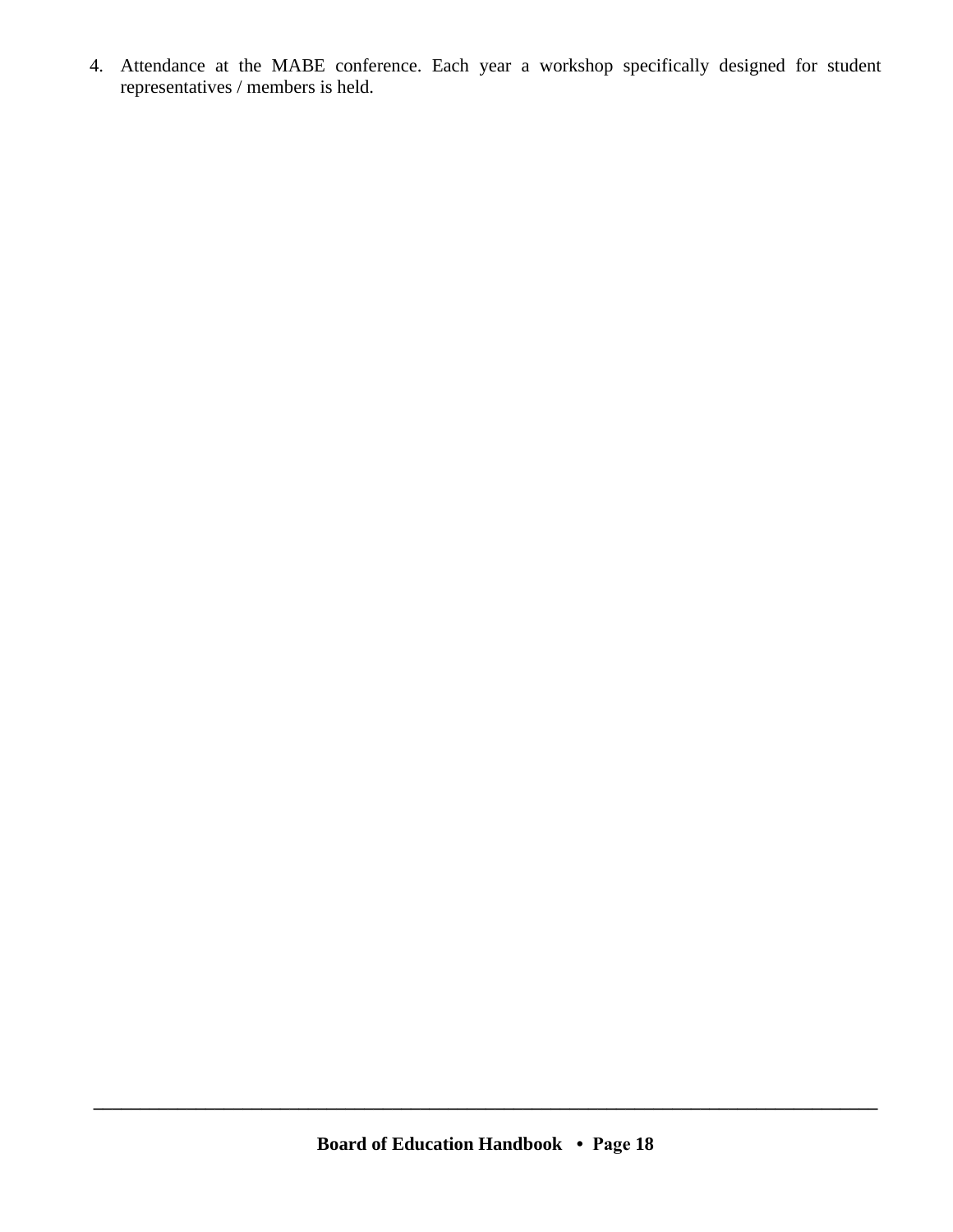4. Attendance at the MABE conference. Each year a workshop specifically designed for student representatives / members is held.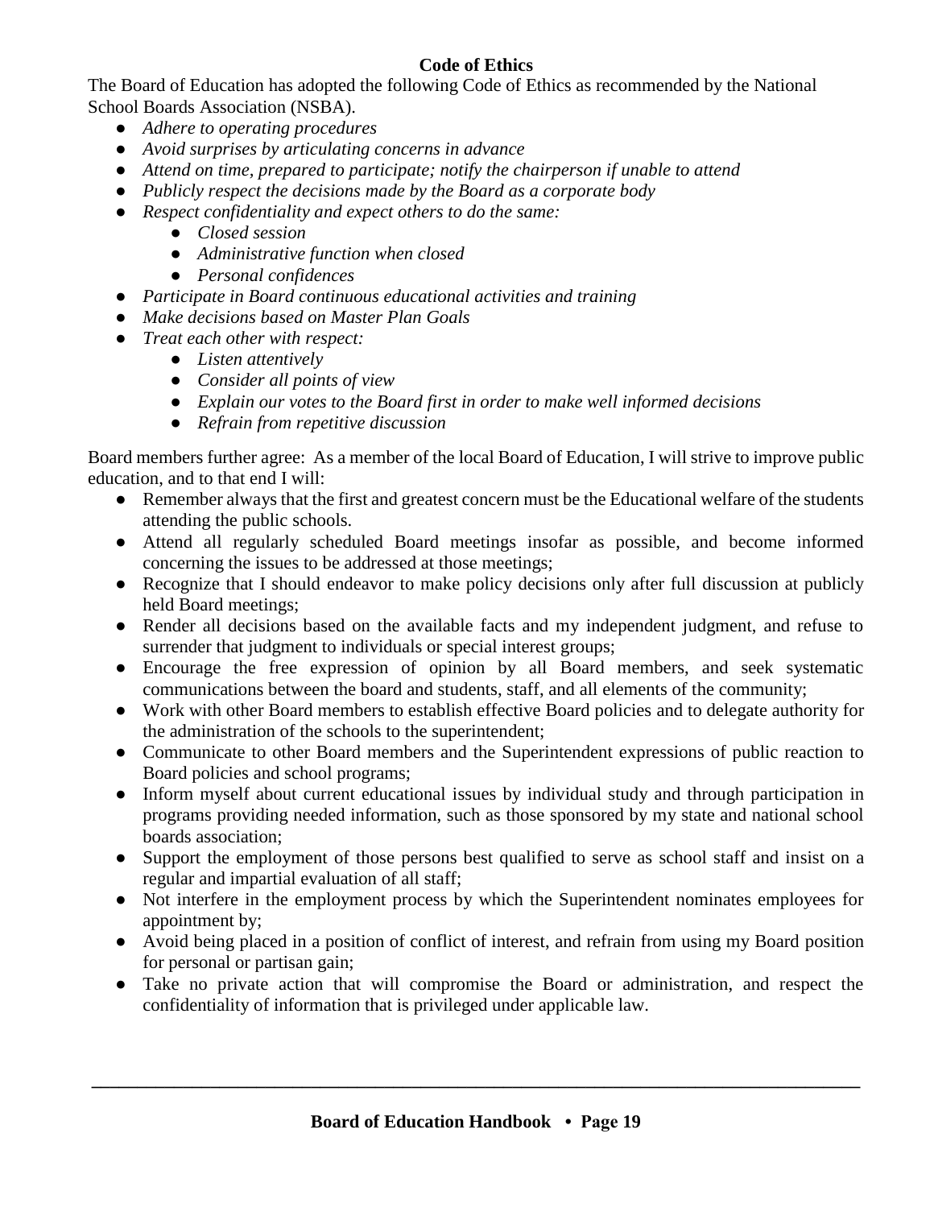## Code of Ethics

The Board of Education has adopted the following Code of Ethics as recommended by the National School Boards Association (NSBA).

- *Adhere to operating procedures*
- *Avoid surprises by articulating concerns in advance*
- *Attend on time, prepared to participate; notify the chairperson if unable to attend*
- *Publicly respect the decisions made by the Board as a corporate body*
- *Respect confidentiality and expect others to do the same:*
  - *Closed session*
  - *Administrative function when closed*
  - *Personal confidences*
- *Participate in Board continuous educational activities and training*
- *Make decisions based on Master Plan Goals*
- *Treat each other with respect:*
  - *Listen attentively*
  - *Consider all points of view*
  - *Explain our votes to the Board first in order to make well informed decisions*
  - *Refrain from repetitive discussion*

Board members further agree: As a member of the local Board of Education, I will strive to improve public education, and to that end I will:

- Remember always that the first and greatest concern must be the Educational welfare of the students attending the public schools.
- Attend all regularly scheduled Board meetings insofar as possible, and become informed concerning the issues to be addressed at those meetings;
- Recognize that I should endeavor to make policy decisions only after full discussion at publicly held Board meetings;
- Render all decisions based on the available facts and my independent judgment, and refuse to surrender that judgment to individuals or special interest groups;
- Encourage the free expression of opinion by all Board members, and seek systematic communications between the board and students, staff, and all elements of the community;
- Work with other Board members to establish effective Board policies and to delegate authority for the administration of the schools to the superintendent;
- Communicate to other Board members and the Superintendent expressions of public reaction to Board policies and school programs;
- Inform myself about current educational issues by individual study and through participation in programs providing needed information, such as those sponsored by my state and national school boards association;
- Support the employment of those persons best qualified to serve as school staff and insist on a regular and impartial evaluation of all staff;
- Not interfere in the employment process by which the Superintendent nominates employees for appointment by;
- Avoid being placed in a position of conflict of interest, and refrain from using my Board position for personal or partisan gain;
- Take no private action that will compromise the Board or administration, and respect the confidentiality of information that is privileged under applicable law.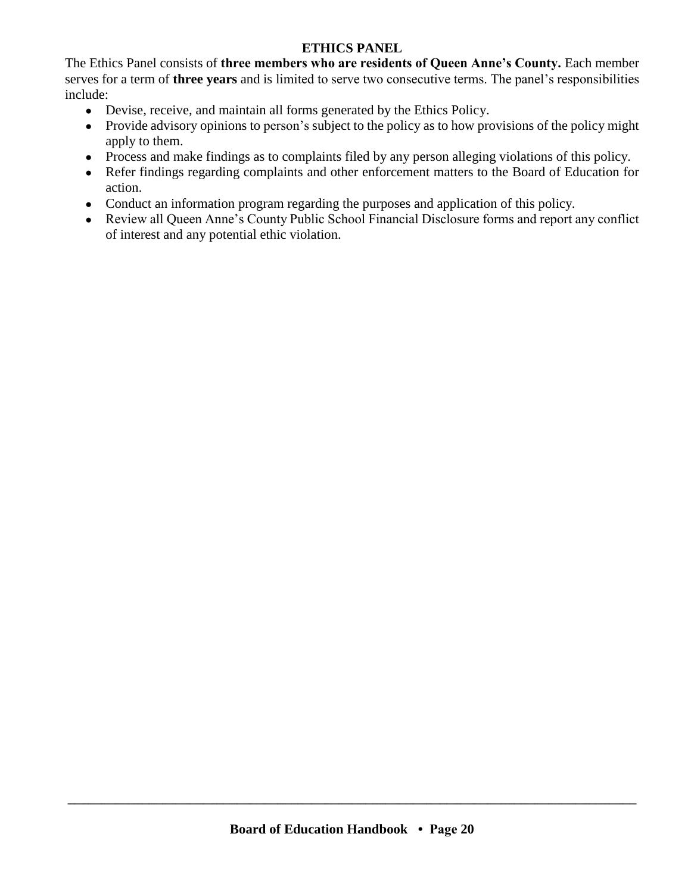## ETHICS PANEL

The Ethics Panel consists of **three members who are residents of Queen Anne's County.** Each member serves for a term of **three years** and is limited to serve two consecutive terms. The panel's responsibilities include:

- Devise, receive, and maintain all forms generated by the Ethics Policy.
- Provide advisory opinions to person's subject to the policy as to how provisions of the policy might apply to them.
- Process and make findings as to complaints filed by any person alleging violations of this policy.
- Refer findings regarding complaints and other enforcement matters to the Board of Education for action.
- Conduct an information program regarding the purposes and application of this policy.
- Review all Queen Anne's County Public School Financial Disclosure forms and report any conflict of interest and any potential ethic violation.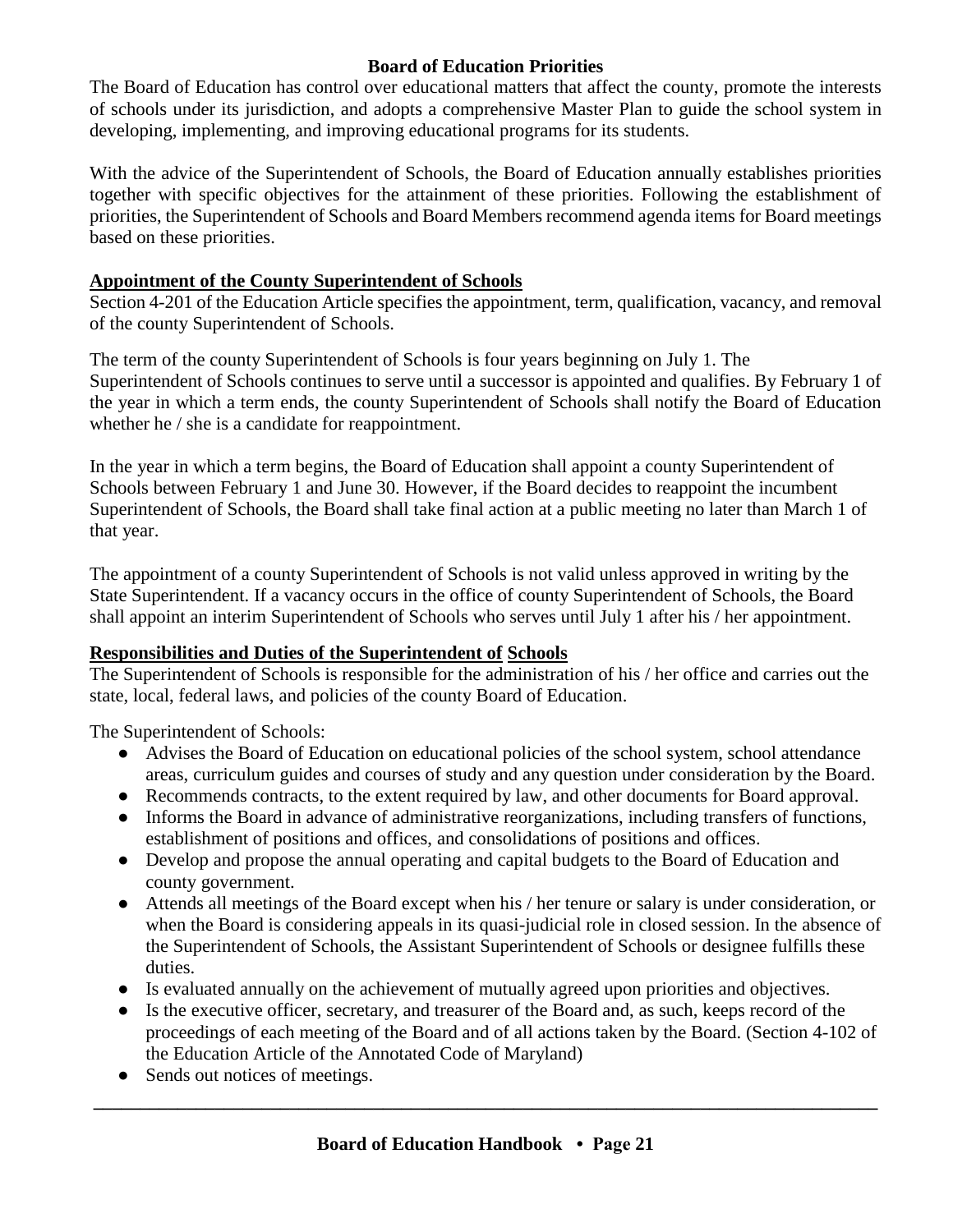## Board of Education Priorities

The Board of Education has control over educational matters that affect the county, promote the interests of schools under its jurisdiction, and adopts a comprehensive Master Plan to guide the school system in developing, implementing, and improving educational programs for its students.

With the advice of the Superintendent of Schools, the Board of Education annually establishes priorities together with specific objectives for the attainment of these priorities. Following the establishment of priorities, the Superintendent of Schools and Board Members recommend agenda items for Board meetings based on these priorities.

### Appointment of the County Superintendent of Schools

Section 4-201 of the Education Article specifies the appointment, term, qualification, vacancy, and removal of the county Superintendent of Schools.

The term of the county Superintendent of Schools is four years beginning on July 1. The Superintendent of Schools continues to serve until a successor is appointed and qualifies. By February 1 of the year in which a term ends, the county Superintendent of Schools shall notify the Board of Education whether he / she is a candidate for reappointment.

In the year in which a term begins, the Board of Education shall appoint a county Superintendent of Schools between February 1 and June 30. However, if the Board decides to reappoint the incumbent Superintendent of Schools, the Board shall take final action at a public meeting no later than March 1 of that year.

The appointment of a county Superintendent of Schools is not valid unless approved in writing by the State Superintendent. If a vacancy occurs in the office of county Superintendent of Schools, the Board shall appoint an interim Superintendent of Schools who serves until July 1 after his / her appointment.

### Responsibilities and Duties of the Superintendent of Schools

The Superintendent of Schools is responsible for the administration of his / her office and carries out the state, local, federal laws, and policies of the county Board of Education.

The Superintendent of Schools:

- Advises the Board of Education on educational policies of the school system, school attendance areas, curriculum guides and courses of study and any question under consideration by the Board.
- Recommends contracts, to the extent required by law, and other documents for Board approval.
- Informs the Board in advance of administrative reorganizations, including transfers of functions, establishment of positions and offices, and consolidations of positions and offices.
- Develop and propose the annual operating and capital budgets to the Board of Education and county government.
- Attends all meetings of the Board except when his / her tenure or salary is under consideration, or when the Board is considering appeals in its quasi-judicial role in closed session. In the absence of the Superintendent of Schools, the Assistant Superintendent of Schools or designee fulfills these duties.
- Is evaluated annually on the achievement of mutually agreed upon priorities and objectives.
- Is the executive officer, secretary, and treasurer of the Board and, as such, keeps record of the proceedings of each meeting of the Board and of all actions taken by the Board. (Section 4-102 of the Education Article of the Annotated Code of Maryland)
- Sends out notices of meetings.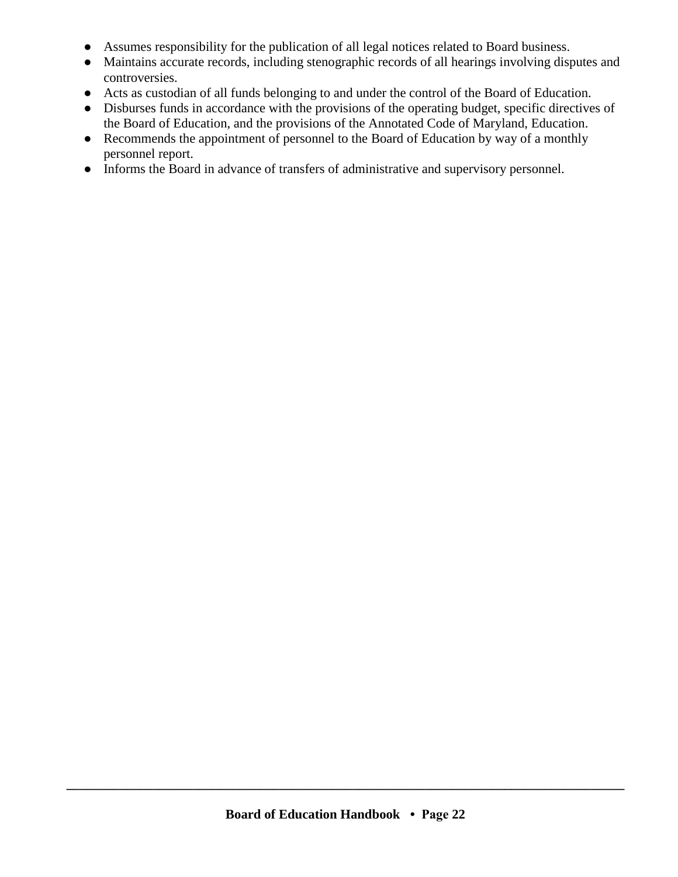- Assumes responsibility for the publication of all legal notices related to Board business.
- Maintains accurate records, including stenographic records of all hearings involving disputes and controversies.
- Acts as custodian of all funds belonging to and under the control of the Board of Education.
- Disburses funds in accordance with the provisions of the operating budget, specific directives of the Board of Education, and the provisions of the Annotated Code of Maryland, Education.
- Recommends the appointment of personnel to the Board of Education by way of a monthly personnel report.
- Informs the Board in advance of transfers of administrative and supervisory personnel.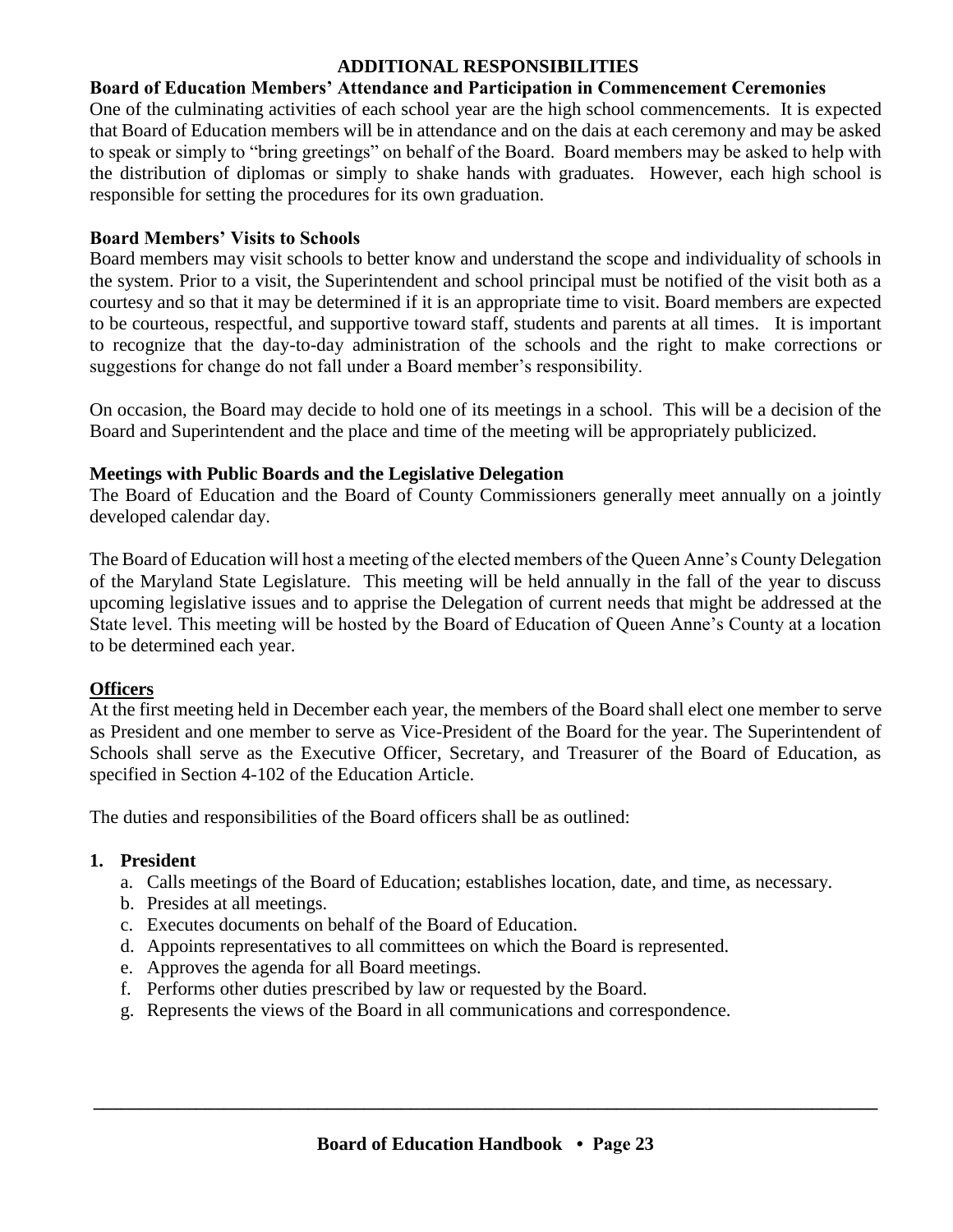## ADDITIONAL RESPONSIBILITIES

### Board of Education Members' Attendance and Participation in Commencement Ceremonies

One of the culminating activities of each school year are the high school commencements. It is expected that Board of Education members will be in attendance and on the dais at each ceremony and may be asked to speak or simply to "bring greetings" on behalf of the Board. Board members may be asked to help with the distribution of diplomas or simply to shake hands with graduates. However, each high school is responsible for setting the procedures for its own graduation.

### Board Members' Visits to Schools

Board members may visit schools to better know and understand the scope and individuality of schools in the system. Prior to a visit, the Superintendent and school principal must be notified of the visit both as a courtesy and so that it may be determined if it is an appropriate time to visit. Board members are expected to be courteous, respectful, and supportive toward staff, students and parents at all times. It is important to recognize that the day-to-day administration of the schools and the right to make corrections or suggestions for change do not fall under a Board member's responsibility.

On occasion, the Board may decide to hold one of its meetings in a school. This will be a decision of the Board and Superintendent and the place and time of the meeting will be appropriately publicized.

### Meetings with Public Boards and the Legislative Delegation

The Board of Education and the Board of County Commissioners generally meet annually on a jointly developed calendar day.

The Board of Education will host a meeting of the elected members of the Queen Anne's County Delegation of the Maryland State Legislature. This meeting will be held annually in the fall of the year to discuss upcoming legislative issues and to apprise the Delegation of current needs that might be addressed at the State level. This meeting will be hosted by the Board of Education of Queen Anne's County at a location to be determined each year.

### Officers

At the first meeting held in December each year, the members of the Board shall elect one member to serve as President and one member to serve as Vice-President of the Board for the year. The Superintendent of Schools shall serve as the Executive Officer, Secretary, and Treasurer of the Board of Education, as specified in Section 4-102 of the Education Article.

The duties and responsibilities of the Board officers shall be as outlined:

1. **President**
   a. Calls meetings of the Board of Education; establishes location, date, and time, as necessary.
   b. Presides at all meetings.
   c. Executes documents on behalf of the Board of Education.
   d. Appoints representatives to all committees on which the Board is represented.
   e. Approves the agenda for all Board meetings.
   f. Performs other duties prescribed by law or requested by the Board.
   g. Represents the views of the Board in all communications and correspondence.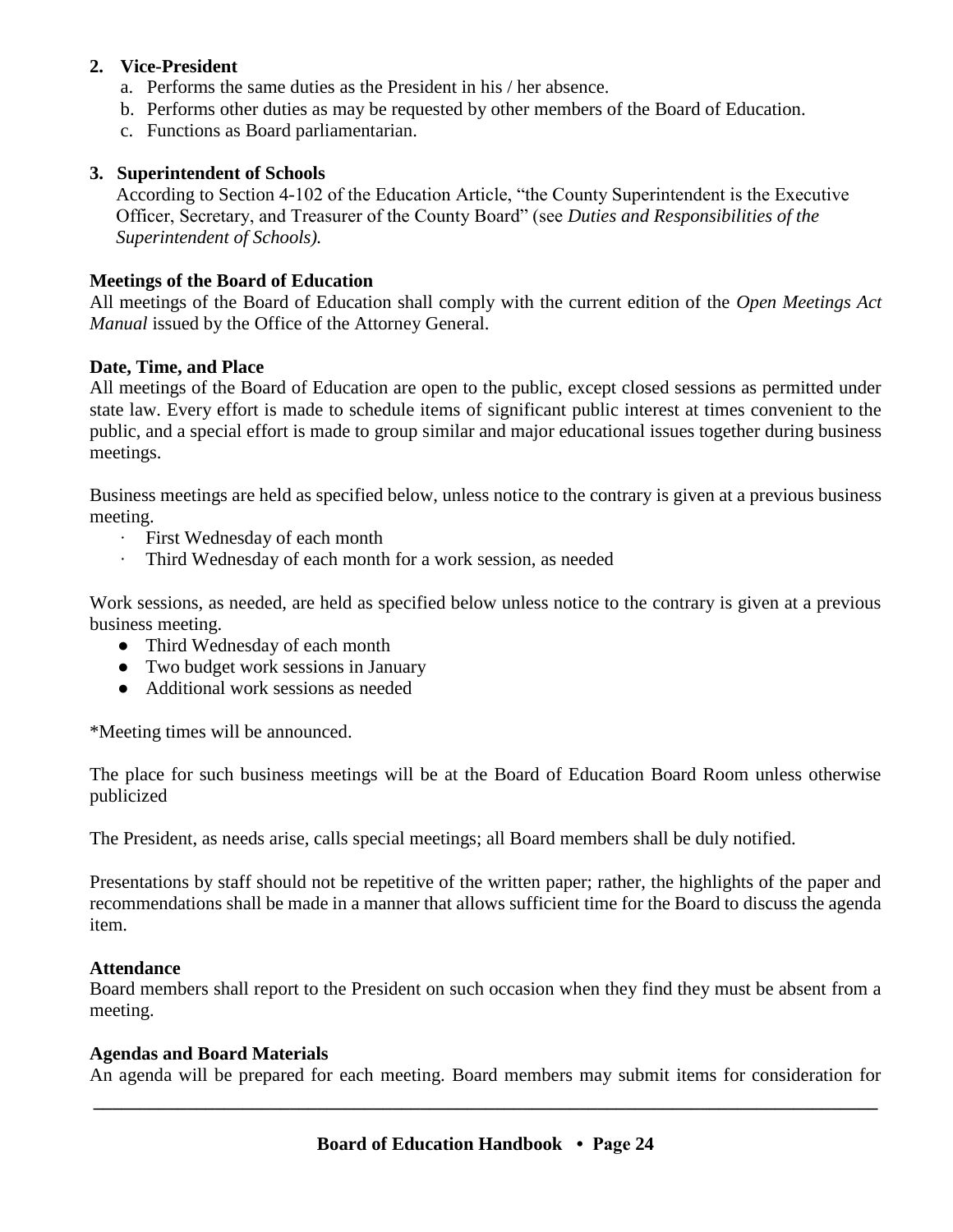**2. Vice-President**

a. Performs the same duties as the President in his / her absence.
b. Performs other duties as may be requested by other members of the Board of Education.
c. Functions as Board parliamentarian.

**3. Superintendent of Schools**

According to Section 4-102 of the Education Article, "the County Superintendent is the Executive Officer, Secretary, and Treasurer of the County Board" (see *Duties and Responsibilities of the Superintendent of Schools).*

**Meetings of the Board of Education**

All meetings of the Board of Education shall comply with the current edition of the *Open Meetings Act Manual* issued by the Office of the Attorney General.

**Date, Time, and Place**

All meetings of the Board of Education are open to the public, except closed sessions as permitted under state law. Every effort is made to schedule items of significant public interest at times convenient to the public, and a special effort is made to group similar and major educational issues together during business meetings.

Business meetings are held as specified below, unless notice to the contrary is given at a previous business meeting.

- First Wednesday of each month
- Third Wednesday of each month for a work session, as needed

Work sessions, as needed, are held as specified below unless notice to the contrary is given at a previous business meeting.

- Third Wednesday of each month
- Two budget work sessions in January
- Additional work sessions as needed

*Meeting times will be announced.

The place for such business meetings will be at the Board of Education Board Room unless otherwise publicized

The President, as needs arise, calls special meetings; all Board members shall be duly notified.

Presentations by staff should not be repetitive of the written paper; rather, the highlights of the paper and recommendations shall be made in a manner that allows sufficient time for the Board to discuss the agenda item.

**Attendance**

Board members shall report to the President on such occasion when they find they must be absent from a meeting.

**Agendas and Board Materials**

An agenda will be prepared for each meeting. Board members may submit items for consideration for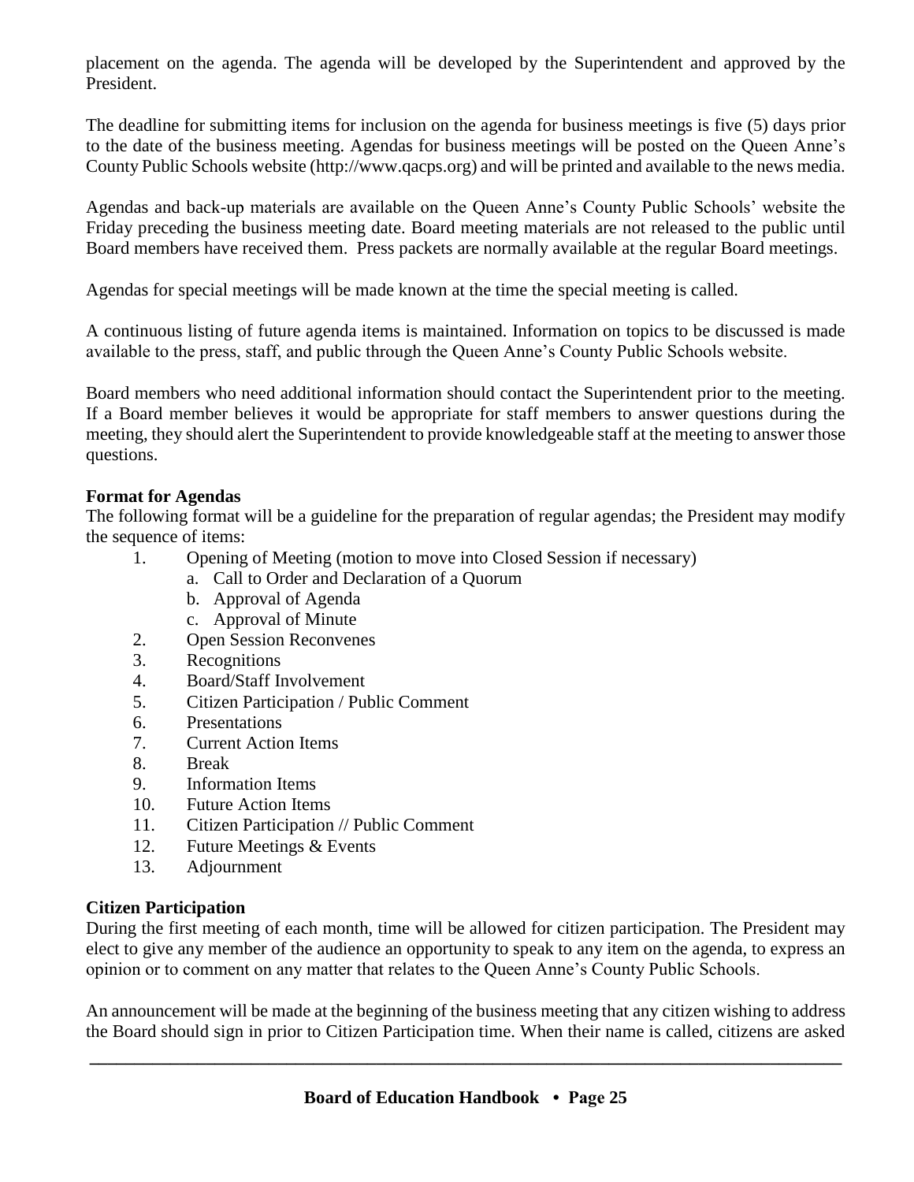placement on the agenda. The agenda will be developed by the Superintendent and approved by the President.

The deadline for submitting items for inclusion on the agenda for business meetings is five (5) days prior to the date of the business meeting. Agendas for business meetings will be posted on the Queen Anne's County Public Schools website (http://www.qacps.org) and will be printed and available to the news media.

Agendas and back-up materials are available on the Queen Anne's County Public Schools' website the Friday preceding the business meeting date. Board meeting materials are not released to the public until Board members have received them. Press packets are normally available at the regular Board meetings.

Agendas for special meetings will be made known at the time the special meeting is called.

A continuous listing of future agenda items is maintained. Information on topics to be discussed is made available to the press, staff, and public through the Queen Anne's County Public Schools website.

Board members who need additional information should contact the Superintendent prior to the meeting. If a Board member believes it would be appropriate for staff members to answer questions during the meeting, they should alert the Superintendent to provide knowledgeable staff at the meeting to answer those questions.

**Format for Agendas**

The following format will be a guideline for the preparation of regular agendas; the President may modify the sequence of items:

1. Opening of Meeting (motion to move into Closed Session if necessary)
   a. Call to Order and Declaration of a Quorum
   b. Approval of Agenda
   c. Approval of Minute
2. Open Session Reconvenes
3. Recognitions
4. Board/Staff Involvement
5. Citizen Participation / Public Comment
6. Presentations
7. Current Action Items
8. Break
9. Information Items
10. Future Action Items
11. Citizen Participation // Public Comment
12. Future Meetings & Events
13. Adjournment

**Citizen Participation**

During the first meeting of each month, time will be allowed for citizen participation. The President may elect to give any member of the audience an opportunity to speak to any item on the agenda, to express an opinion or to comment on any matter that relates to the Queen Anne's County Public Schools.

An announcement will be made at the beginning of the business meeting that any citizen wishing to address the Board should sign in prior to Citizen Participation time. When their name is called, citizens are asked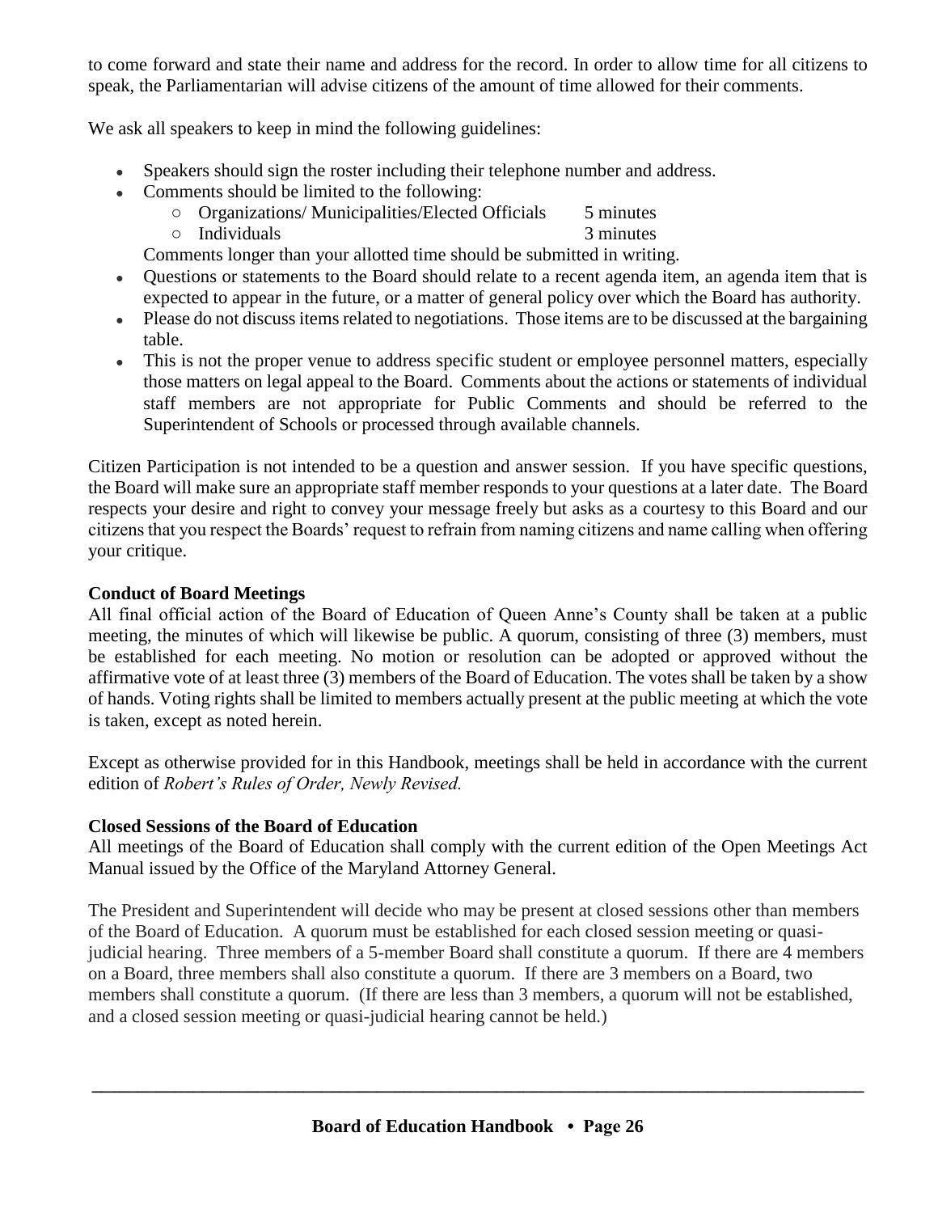to come forward and state their name and address for the record. In order to allow time for all citizens to speak, the Parliamentarian will advise citizens of the amount of time allowed for their comments.

We ask all speakers to keep in mind the following guidelines:

- Speakers should sign the roster including their telephone number and address.
- Comments should be limited to the following:
  - Organizations/ Municipalities/Elected Officials 5 minutes
  - Individuals 3 minutes

  Comments longer than your allotted time should be submitted in writing.
- Questions or statements to the Board should relate to a recent agenda item, an agenda item that is expected to appear in the future, or a matter of general policy over which the Board has authority.
- Please do not discuss items related to negotiations. Those items are to be discussed at the bargaining table.
- This is not the proper venue to address specific student or employee personnel matters, especially those matters on legal appeal to the Board. Comments about the actions or statements of individual staff members are not appropriate for Public Comments and should be referred to the Superintendent of Schools or processed through available channels.

Citizen Participation is not intended to be a question and answer session. If you have specific questions, the Board will make sure an appropriate staff member responds to your questions at a later date. The Board respects your desire and right to convey your message freely but asks as a courtesy to this Board and our citizens that you respect the Boards' request to refrain from naming citizens and name calling when offering your critique.

**Conduct of Board Meetings**

All final official action of the Board of Education of Queen Anne's County shall be taken at a public meeting, the minutes of which will likewise be public. A quorum, consisting of three (3) members, must be established for each meeting. No motion or resolution can be adopted or approved without the affirmative vote of at least three (3) members of the Board of Education. The votes shall be taken by a show of hands. Voting rights shall be limited to members actually present at the public meeting at which the vote is taken, except as noted herein.

Except as otherwise provided for in this Handbook, meetings shall be held in accordance with the current edition of *Robert's Rules of Order, Newly Revised.*

**Closed Sessions of the Board of Education**

All meetings of the Board of Education shall comply with the current edition of the Open Meetings Act Manual issued by the Office of the Maryland Attorney General.

The President and Superintendent will decide who may be present at closed sessions other than members of the Board of Education. A quorum must be established for each closed session meeting or quasi-judicial hearing. Three members of a 5-member Board shall constitute a quorum. If there are 4 members on a Board, three members shall also constitute a quorum. If there are 3 members on a Board, two members shall constitute a quorum. (If there are less than 3 members, a quorum will not be established, and a closed session meeting or quasi-judicial hearing cannot be held.)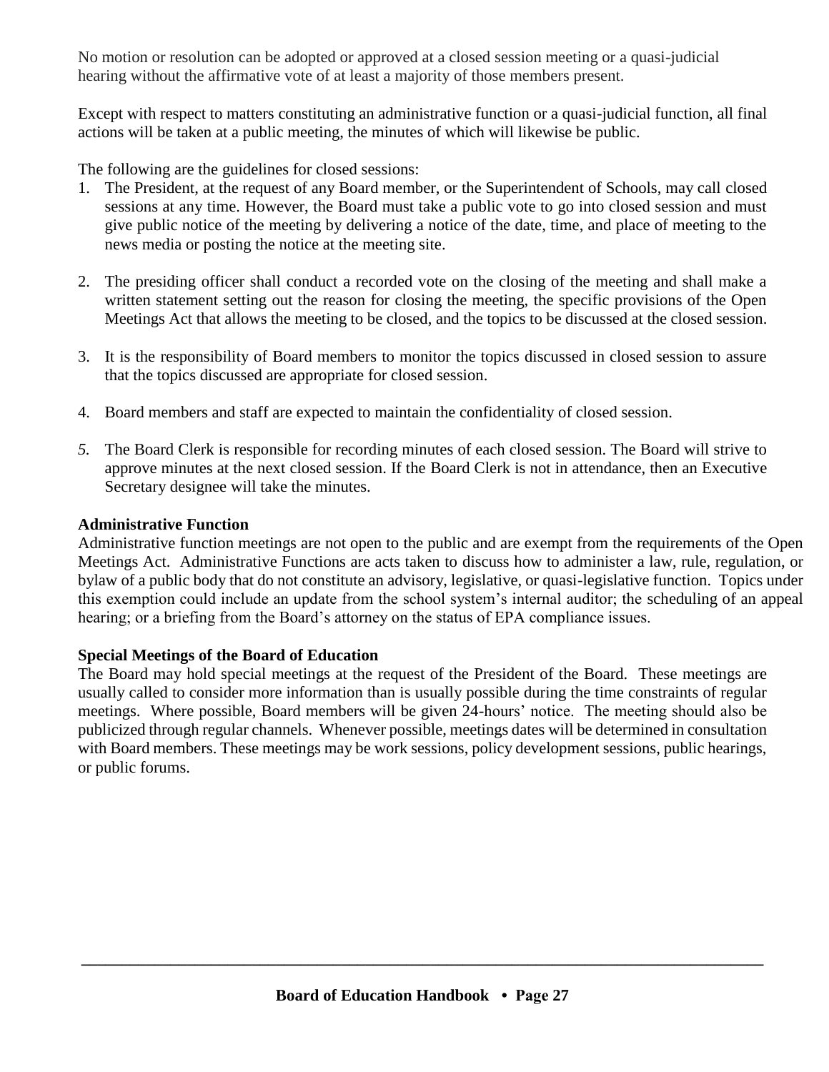No motion or resolution can be adopted or approved at a closed session meeting or a quasi-judicial hearing without the affirmative vote of at least a majority of those members present.

Except with respect to matters constituting an administrative function or a quasi-judicial function, all final actions will be taken at a public meeting, the minutes of which will likewise be public.

The following are the guidelines for closed sessions:

1. The President, at the request of any Board member, or the Superintendent of Schools, may call closed sessions at any time. However, the Board must take a public vote to go into closed session and must give public notice of the meeting by delivering a notice of the date, time, and place of meeting to the news media or posting the notice at the meeting site.

2. The presiding officer shall conduct a recorded vote on the closing of the meeting and shall make a written statement setting out the reason for closing the meeting, the specific provisions of the Open Meetings Act that allows the meeting to be closed, and the topics to be discussed at the closed session.

3. It is the responsibility of Board members to monitor the topics discussed in closed session to assure that the topics discussed are appropriate for closed session.

4. Board members and staff are expected to maintain the confidentiality of closed session.

5. The Board Clerk is responsible for recording minutes of each closed session. The Board will strive to approve minutes at the next closed session. If the Board Clerk is not in attendance, then an Executive Secretary designee will take the minutes.

**Administrative Function**

Administrative function meetings are not open to the public and are exempt from the requirements of the Open Meetings Act. Administrative Functions are acts taken to discuss how to administer a law, rule, regulation, or bylaw of a public body that do not constitute an advisory, legislative, or quasi-legislative function. Topics under this exemption could include an update from the school system's internal auditor; the scheduling of an appeal hearing; or a briefing from the Board's attorney on the status of EPA compliance issues.

**Special Meetings of the Board of Education**

The Board may hold special meetings at the request of the President of the Board. These meetings are usually called to consider more information than is usually possible during the time constraints of regular meetings. Where possible, Board members will be given 24-hours' notice. The meeting should also be publicized through regular channels. Whenever possible, meetings dates will be determined in consultation with Board members. These meetings may be work sessions, policy development sessions, public hearings, or public forums.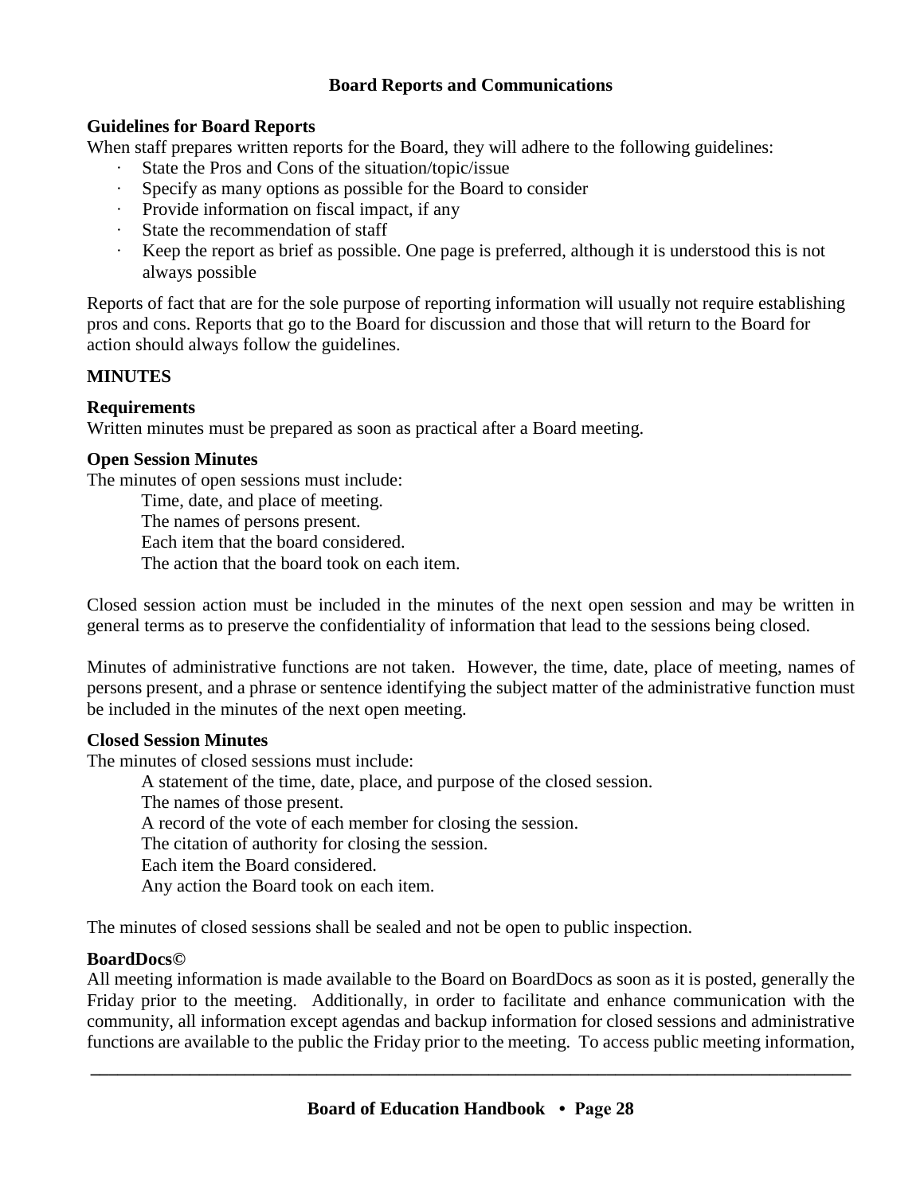## Board Reports and Communications

**Guidelines for Board Reports**

When staff prepares written reports for the Board, they will adhere to the following guidelines:

- State the Pros and Cons of the situation/topic/issue
- Specify as many options as possible for the Board to consider
- Provide information on fiscal impact, if any
- State the recommendation of staff
- Keep the report as brief as possible. One page is preferred, although it is understood this is not always possible

Reports of fact that are for the sole purpose of reporting information will usually not require establishing pros and cons. Reports that go to the Board for discussion and those that will return to the Board for action should always follow the guidelines.

**MINUTES**

**Requirements**

Written minutes must be prepared as soon as practical after a Board meeting.

**Open Session Minutes**

The minutes of open sessions must include:

Time, date, and place of meeting.
The names of persons present.
Each item that the board considered.
The action that the board took on each item.

Closed session action must be included in the minutes of the next open session and may be written in general terms as to preserve the confidentiality of information that lead to the sessions being closed.

Minutes of administrative functions are not taken. However, the time, date, place of meeting, names of persons present, and a phrase or sentence identifying the subject matter of the administrative function must be included in the minutes of the next open meeting.

**Closed Session Minutes**

The minutes of closed sessions must include:

A statement of the time, date, place, and purpose of the closed session.
The names of those present.
A record of the vote of each member for closing the session.
The citation of authority for closing the session.
Each item the Board considered.
Any action the Board took on each item.

The minutes of closed sessions shall be sealed and not be open to public inspection.

**BoardDocs©**

All meeting information is made available to the Board on BoardDocs as soon as it is posted, generally the Friday prior to the meeting. Additionally, in order to facilitate and enhance communication with the community, all information except agendas and backup information for closed sessions and administrative functions are available to the public the Friday prior to the meeting. To access public meeting information,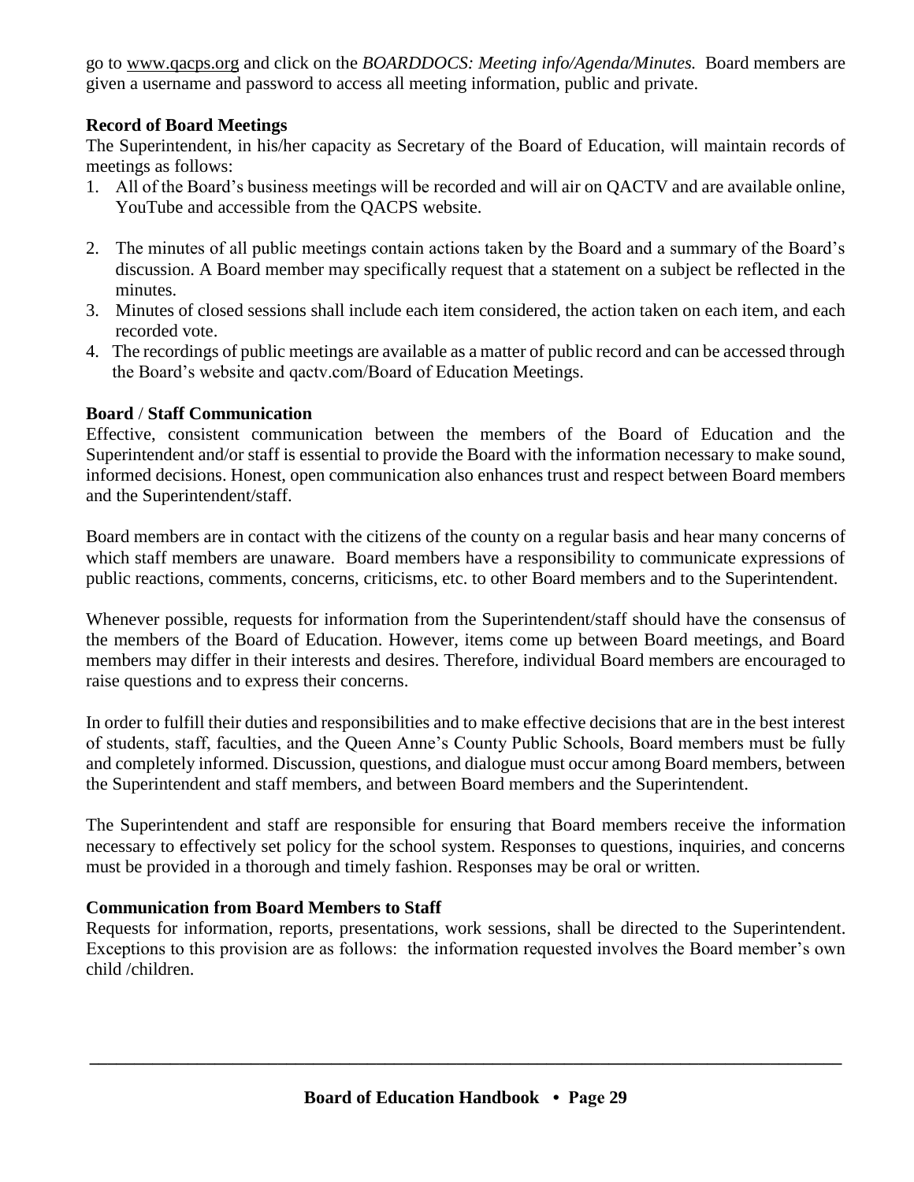go to www.qacps.org and click on the *BOARDDOCS: Meeting info/Agenda/Minutes.* Board members are given a username and password to access all meeting information, public and private.

**Record of Board Meetings**

The Superintendent, in his/her capacity as Secretary of the Board of Education, will maintain records of meetings as follows:

1. All of the Board's business meetings will be recorded and will air on QACTV and are available online, YouTube and accessible from the QACPS website.
2. The minutes of all public meetings contain actions taken by the Board and a summary of the Board's discussion. A Board member may specifically request that a statement on a subject be reflected in the minutes.
3. Minutes of closed sessions shall include each item considered, the action taken on each item, and each recorded vote.
4. The recordings of public meetings are available as a matter of public record and can be accessed through the Board's website and qactv.com/Board of Education Meetings.

**Board / Staff Communication**

Effective, consistent communication between the members of the Board of Education and the Superintendent and/or staff is essential to provide the Board with the information necessary to make sound, informed decisions. Honest, open communication also enhances trust and respect between Board members and the Superintendent/staff.

Board members are in contact with the citizens of the county on a regular basis and hear many concerns of which staff members are unaware. Board members have a responsibility to communicate expressions of public reactions, comments, concerns, criticisms, etc. to other Board members and to the Superintendent.

Whenever possible, requests for information from the Superintendent/staff should have the consensus of the members of the Board of Education. However, items come up between Board meetings, and Board members may differ in their interests and desires. Therefore, individual Board members are encouraged to raise questions and to express their concerns.

In order to fulfill their duties and responsibilities and to make effective decisions that are in the best interest of students, staff, faculties, and the Queen Anne's County Public Schools, Board members must be fully and completely informed. Discussion, questions, and dialogue must occur among Board members, between the Superintendent and staff members, and between Board members and the Superintendent.

The Superintendent and staff are responsible for ensuring that Board members receive the information necessary to effectively set policy for the school system. Responses to questions, inquiries, and concerns must be provided in a thorough and timely fashion. Responses may be oral or written.

**Communication from Board Members to Staff**

Requests for information, reports, presentations, work sessions, shall be directed to the Superintendent. Exceptions to this provision are as follows: the information requested involves the Board member's own child /children.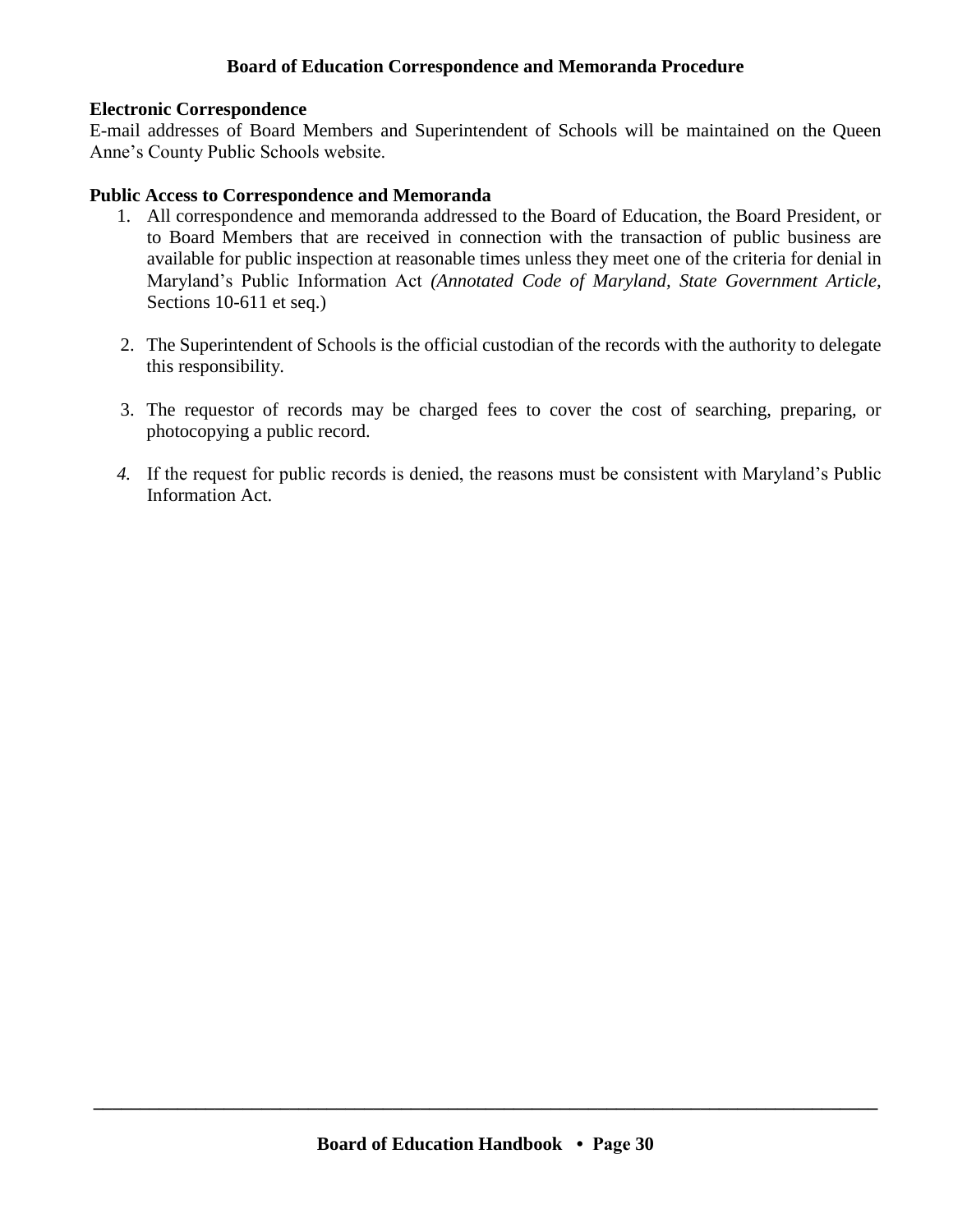# Board of Education Correspondence and Memoranda Procedure

**Electronic Correspondence**

E-mail addresses of Board Members and Superintendent of Schools will be maintained on the Queen Anne's County Public Schools website.

**Public Access to Correspondence and Memoranda**

1. All correspondence and memoranda addressed to the Board of Education, the Board President, or to Board Members that are received in connection with the transaction of public business are available for public inspection at reasonable times unless they meet one of the criteria for denial in Maryland's Public Information Act *(Annotated Code of Maryland, State Government Article,* Sections 10-611 et seq.)

2. The Superintendent of Schools is the official custodian of the records with the authority to delegate this responsibility.

3. The requestor of records may be charged fees to cover the cost of searching, preparing, or photocopying a public record.

4. If the request for public records is denied, the reasons must be consistent with Maryland's Public Information Act.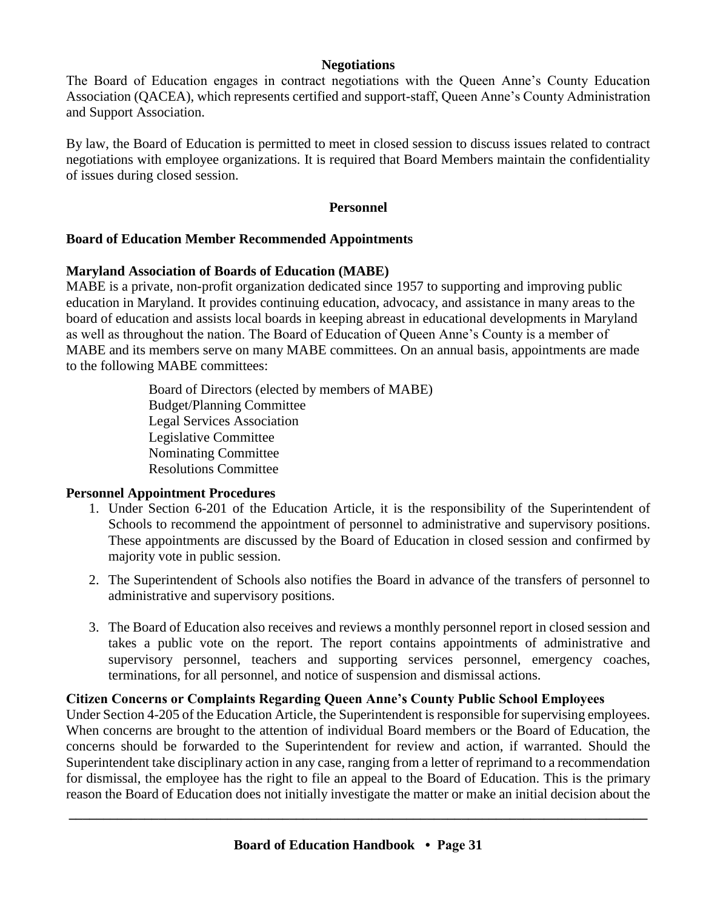## Negotiations

The Board of Education engages in contract negotiations with the Queen Anne's County Education Association (QACEA), which represents certified and support-staff, Queen Anne's County Administration and Support Association.

By law, the Board of Education is permitted to meet in closed session to discuss issues related to contract negotiations with employee organizations. It is required that Board Members maintain the confidentiality of issues during closed session.

## Personnel

### Board of Education Member Recommended Appointments

### Maryland Association of Boards of Education (MABE)

MABE is a private, non-profit organization dedicated since 1957 to supporting and improving public education in Maryland. It provides continuing education, advocacy, and assistance in many areas to the board of education and assists local boards in keeping abreast in educational developments in Maryland as well as throughout the nation. The Board of Education of Queen Anne's County is a member of MABE and its members serve on many MABE committees. On an annual basis, appointments are made to the following MABE committees:

- Board of Directors (elected by members of MABE)
- Budget/Planning Committee
- Legal Services Association
- Legislative Committee
- Nominating Committee
- Resolutions Committee

### Personnel Appointment Procedures

1. Under Section 6-201 of the Education Article, it is the responsibility of the Superintendent of Schools to recommend the appointment of personnel to administrative and supervisory positions. These appointments are discussed by the Board of Education in closed session and confirmed by majority vote in public session.
2. The Superintendent of Schools also notifies the Board in advance of the transfers of personnel to administrative and supervisory positions.
3. The Board of Education also receives and reviews a monthly personnel report in closed session and takes a public vote on the report. The report contains appointments of administrative and supervisory personnel, teachers and supporting services personnel, emergency coaches, terminations, for all personnel, and notice of suspension and dismissal actions.

### Citizen Concerns or Complaints Regarding Queen Anne's County Public School Employees

Under Section 4-205 of the Education Article, the Superintendent is responsible for supervising employees. When concerns are brought to the attention of individual Board members or the Board of Education, the concerns should be forwarded to the Superintendent for review and action, if warranted. Should the Superintendent take disciplinary action in any case, ranging from a letter of reprimand to a recommendation for dismissal, the employee has the right to file an appeal to the Board of Education. This is the primary reason the Board of Education does not initially investigate the matter or make an initial decision about the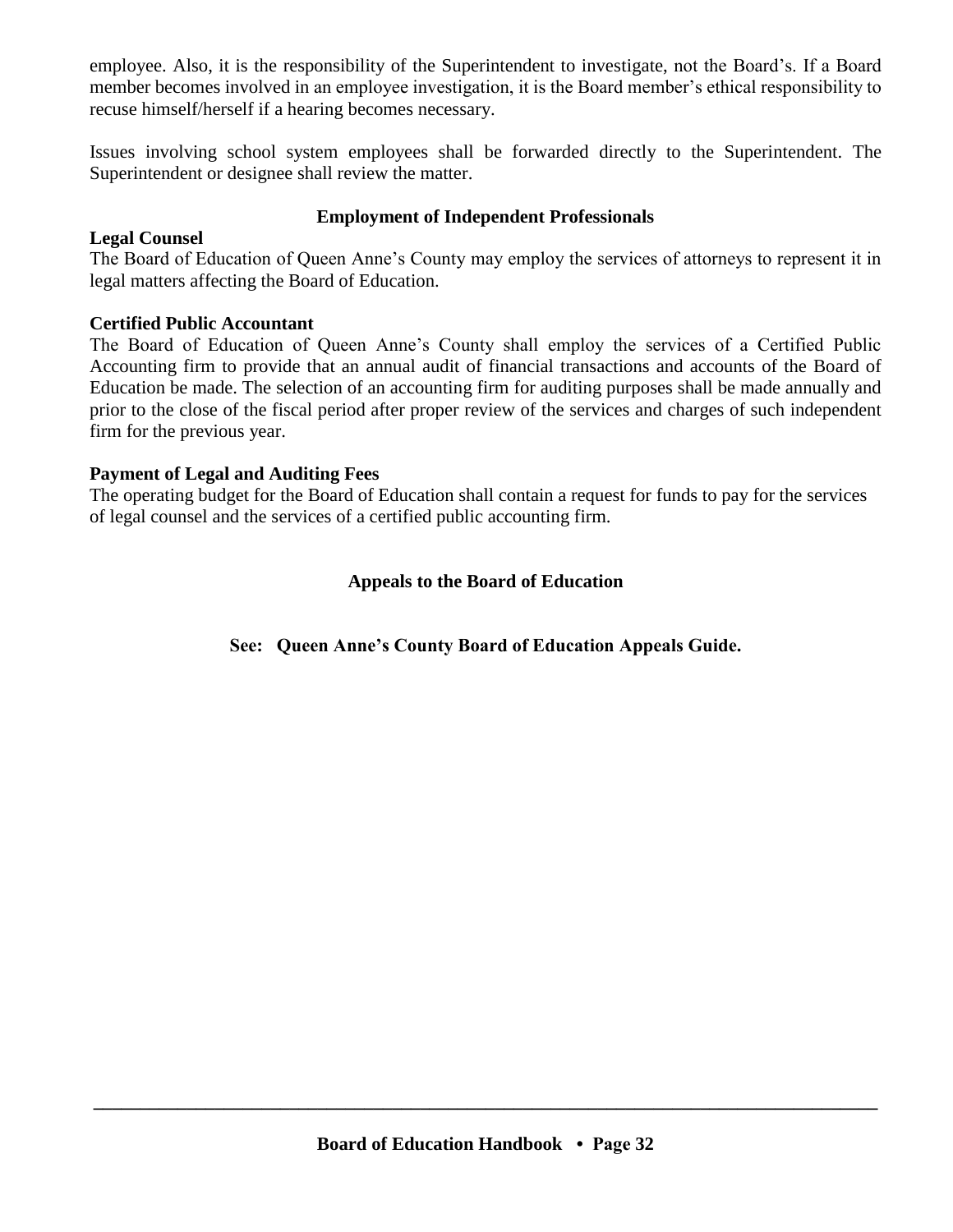employee. Also, it is the responsibility of the Superintendent to investigate, not the Board's. If a Board member becomes involved in an employee investigation, it is the Board member's ethical responsibility to recuse himself/herself if a hearing becomes necessary.

Issues involving school system employees shall be forwarded directly to the Superintendent. The Superintendent or designee shall review the matter.

## Employment of Independent Professionals

**Legal Counsel**

The Board of Education of Queen Anne's County may employ the services of attorneys to represent it in legal matters affecting the Board of Education.

**Certified Public Accountant**

The Board of Education of Queen Anne's County shall employ the services of a Certified Public Accounting firm to provide that an annual audit of financial transactions and accounts of the Board of Education be made. The selection of an accounting firm for auditing purposes shall be made annually and prior to the close of the fiscal period after proper review of the services and charges of such independent firm for the previous year.

**Payment of Legal and Auditing Fees**

The operating budget for the Board of Education shall contain a request for funds to pay for the services of legal counsel and the services of a certified public accounting firm.

## Appeals to the Board of Education

**See: Queen Anne's County Board of Education Appeals Guide.**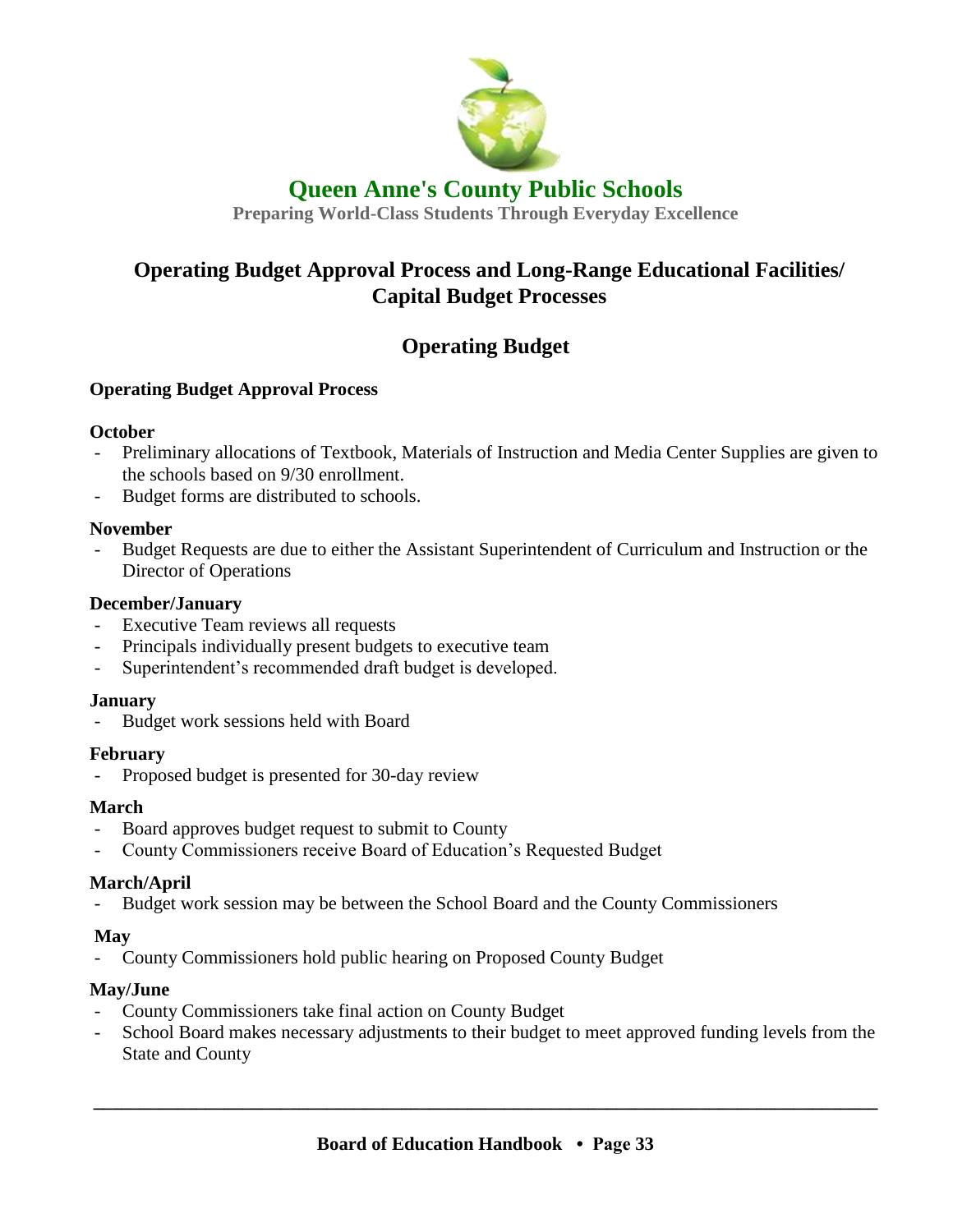# Queen Anne's County Public Schools

**Preparing World-Class Students Through Everyday Excellence**

## Operating Budget Approval Process and Long-Range Educational Facilities/ Capital Budget Processes

## Operating Budget

### Operating Budget Approval Process

**October**

- Preliminary allocations of Textbook, Materials of Instruction and Media Center Supplies are given to the schools based on 9/30 enrollment.
- Budget forms are distributed to schools.

**November**

- Budget Requests are due to either the Assistant Superintendent of Curriculum and Instruction or the Director of Operations

**December/January**

- Executive Team reviews all requests
- Principals individually present budgets to executive team
- Superintendent's recommended draft budget is developed.

**January**

- Budget work sessions held with Board

**February**

- Proposed budget is presented for 30-day review

**March**

- Board approves budget request to submit to County
- County Commissioners receive Board of Education's Requested Budget

**March/April**

- Budget work session may be between the School Board and the County Commissioners

**May**

- County Commissioners hold public hearing on Proposed County Budget

**May/June**

- County Commissioners take final action on County Budget
- School Board makes necessary adjustments to their budget to meet approved funding levels from the State and County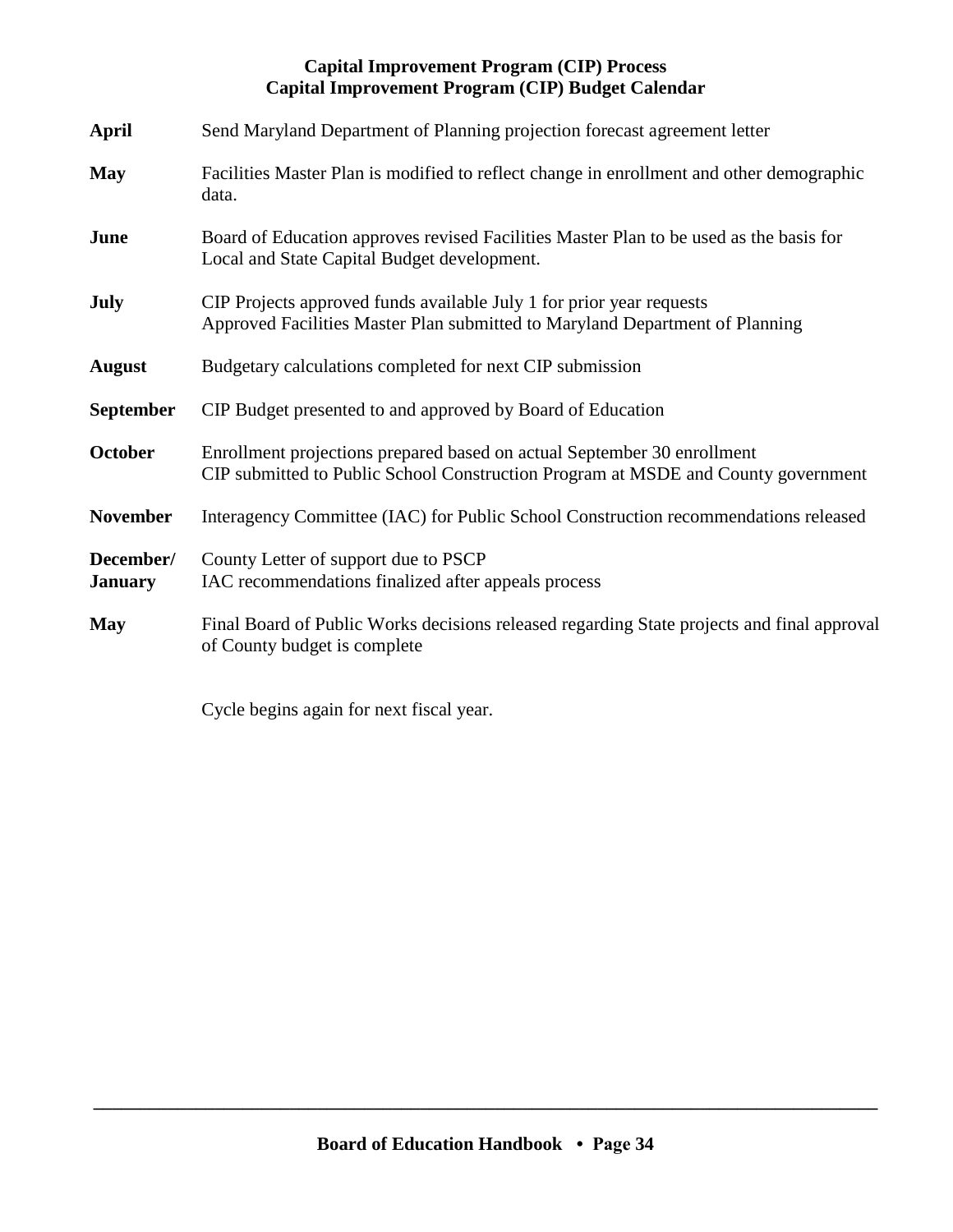## Capital Improvement Program (CIP) Process
## Capital Improvement Program (CIP) Budget Calendar

**April** Send Maryland Department of Planning projection forecast agreement letter

**May** Facilities Master Plan is modified to reflect change in enrollment and other demographic data.

**June** Board of Education approves revised Facilities Master Plan to be used as the basis for Local and State Capital Budget development.

**July** CIP Projects approved funds available July 1 for prior year requests
Approved Facilities Master Plan submitted to Maryland Department of Planning

**August** Budgetary calculations completed for next CIP submission

**September** CIP Budget presented to and approved by Board of Education

**October** Enrollment projections prepared based on actual September 30 enrollment
CIP submitted to Public School Construction Program at MSDE and County government

**November** Interagency Committee (IAC) for Public School Construction recommendations released

**December/ January** County Letter of support due to PSCP
IAC recommendations finalized after appeals process

**May** Final Board of Public Works decisions released regarding State projects and final approval of County budget is complete

Cycle begins again for next fiscal year.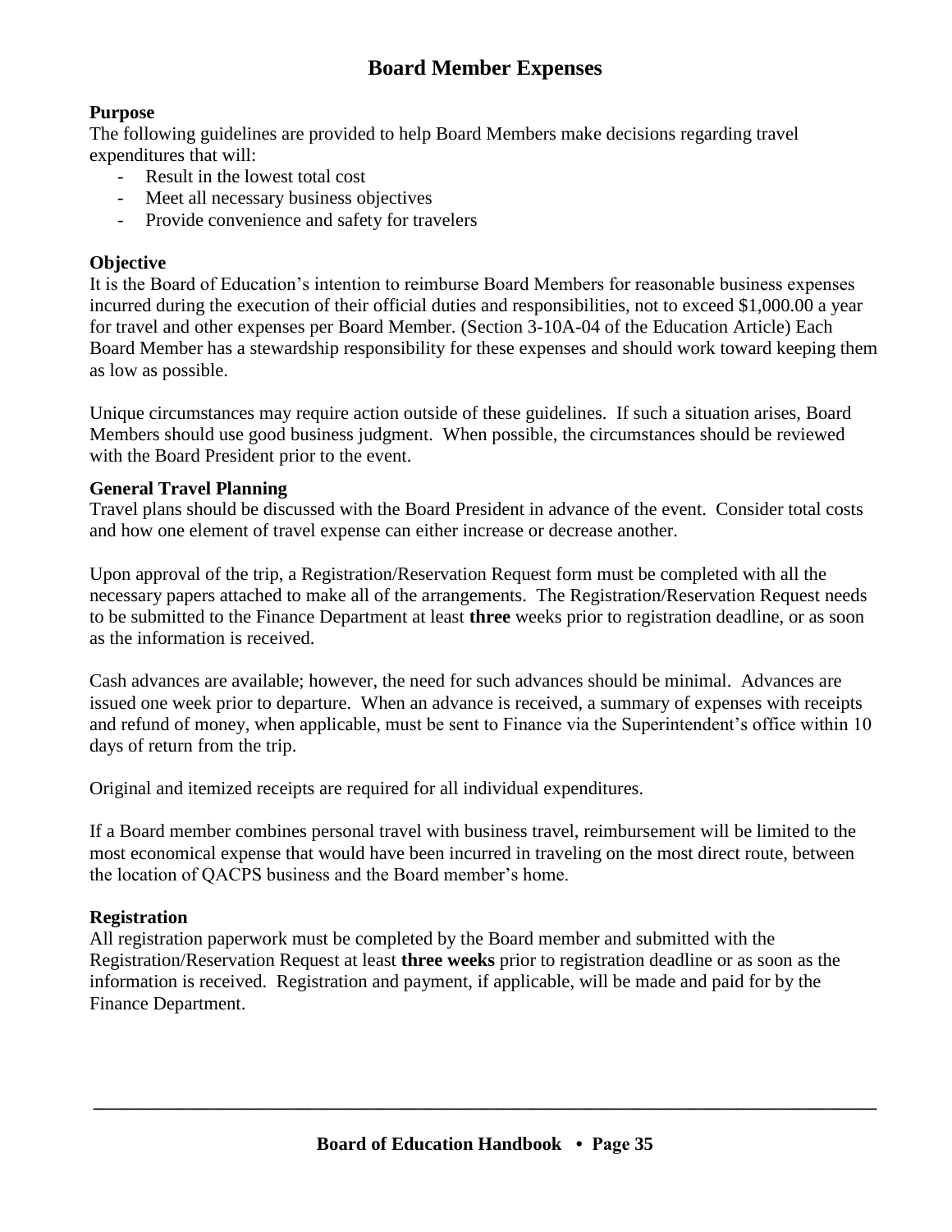# Board Member Expenses

**Purpose**

The following guidelines are provided to help Board Members make decisions regarding travel expenditures that will:

- Result in the lowest total cost
- Meet all necessary business objectives
- Provide convenience and safety for travelers

**Objective**

It is the Board of Education's intention to reimburse Board Members for reasonable business expenses incurred during the execution of their official duties and responsibilities, not to exceed $1,000.00 a year for travel and other expenses per Board Member. (Section 3-10A-04 of the Education Article) Each Board Member has a stewardship responsibility for these expenses and should work toward keeping them as low as possible.

Unique circumstances may require action outside of these guidelines. If such a situation arises, Board Members should use good business judgment. When possible, the circumstances should be reviewed with the Board President prior to the event.

**General Travel Planning**

Travel plans should be discussed with the Board President in advance of the event. Consider total costs and how one element of travel expense can either increase or decrease another.

Upon approval of the trip, a Registration/Reservation Request form must be completed with all the necessary papers attached to make all of the arrangements. The Registration/Reservation Request needs to be submitted to the Finance Department at least **three** weeks prior to registration deadline, or as soon as the information is received.

Cash advances are available; however, the need for such advances should be minimal. Advances are issued one week prior to departure. When an advance is received, a summary of expenses with receipts and refund of money, when applicable, must be sent to Finance via the Superintendent's office within 10 days of return from the trip.

Original and itemized receipts are required for all individual expenditures.

If a Board member combines personal travel with business travel, reimbursement will be limited to the most economical expense that would have been incurred in traveling on the most direct route, between the location of QACPS business and the Board member's home.

**Registration**

All registration paperwork must be completed by the Board member and submitted with the Registration/Reservation Request at least **three weeks** prior to registration deadline or as soon as the information is received. Registration and payment, if applicable, will be made and paid for by the Finance Department.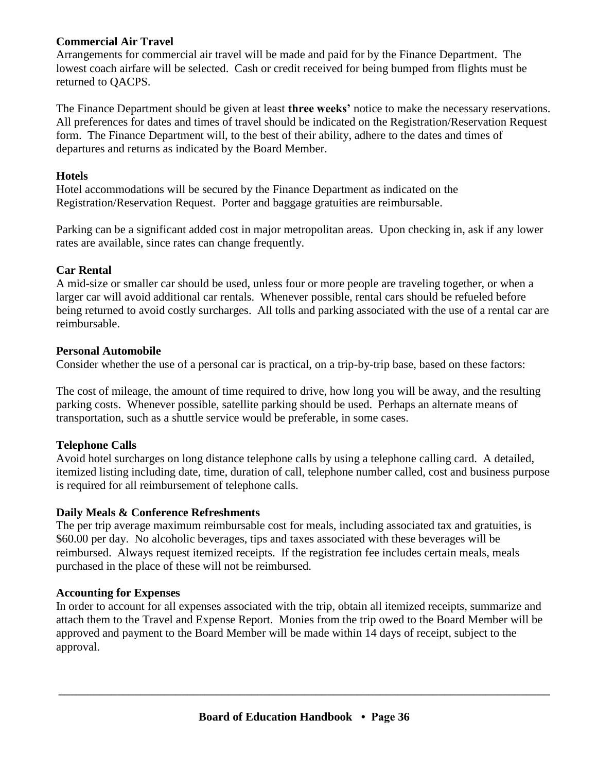**Commercial Air Travel**
Arrangements for commercial air travel will be made and paid for by the Finance Department. The lowest coach airfare will be selected. Cash or credit received for being bumped from flights must be returned to QACPS.

The Finance Department should be given at least **three weeks'** notice to make the necessary reservations. All preferences for dates and times of travel should be indicated on the Registration/Reservation Request form. The Finance Department will, to the best of their ability, adhere to the dates and times of departures and returns as indicated by the Board Member.

**Hotels**
Hotel accommodations will be secured by the Finance Department as indicated on the Registration/Reservation Request. Porter and baggage gratuities are reimbursable.

Parking can be a significant added cost in major metropolitan areas. Upon checking in, ask if any lower rates are available, since rates can change frequently.

**Car Rental**
A mid-size or smaller car should be used, unless four or more people are traveling together, or when a larger car will avoid additional car rentals. Whenever possible, rental cars should be refueled before being returned to avoid costly surcharges. All tolls and parking associated with the use of a rental car are reimbursable.

**Personal Automobile**
Consider whether the use of a personal car is practical, on a trip-by-trip base, based on these factors:

The cost of mileage, the amount of time required to drive, how long you will be away, and the resulting parking costs. Whenever possible, satellite parking should be used. Perhaps an alternate means of transportation, such as a shuttle service would be preferable, in some cases.

**Telephone Calls**
Avoid hotel surcharges on long distance telephone calls by using a telephone calling card. A detailed, itemized listing including date, time, duration of call, telephone number called, cost and business purpose is required for all reimbursement of telephone calls.

**Daily Meals & Conference Refreshments**
The per trip average maximum reimbursable cost for meals, including associated tax and gratuities, is $60.00 per day. No alcoholic beverages, tips and taxes associated with these beverages will be reimbursed. Always request itemized receipts. If the registration fee includes certain meals, meals purchased in the place of these will not be reimbursed.

**Accounting for Expenses**
In order to account for all expenses associated with the trip, obtain all itemized receipts, summarize and attach them to the Travel and Expense Report. Monies from the trip owed to the Board Member will be approved and payment to the Board Member will be made within 14 days of receipt, subject to the approval.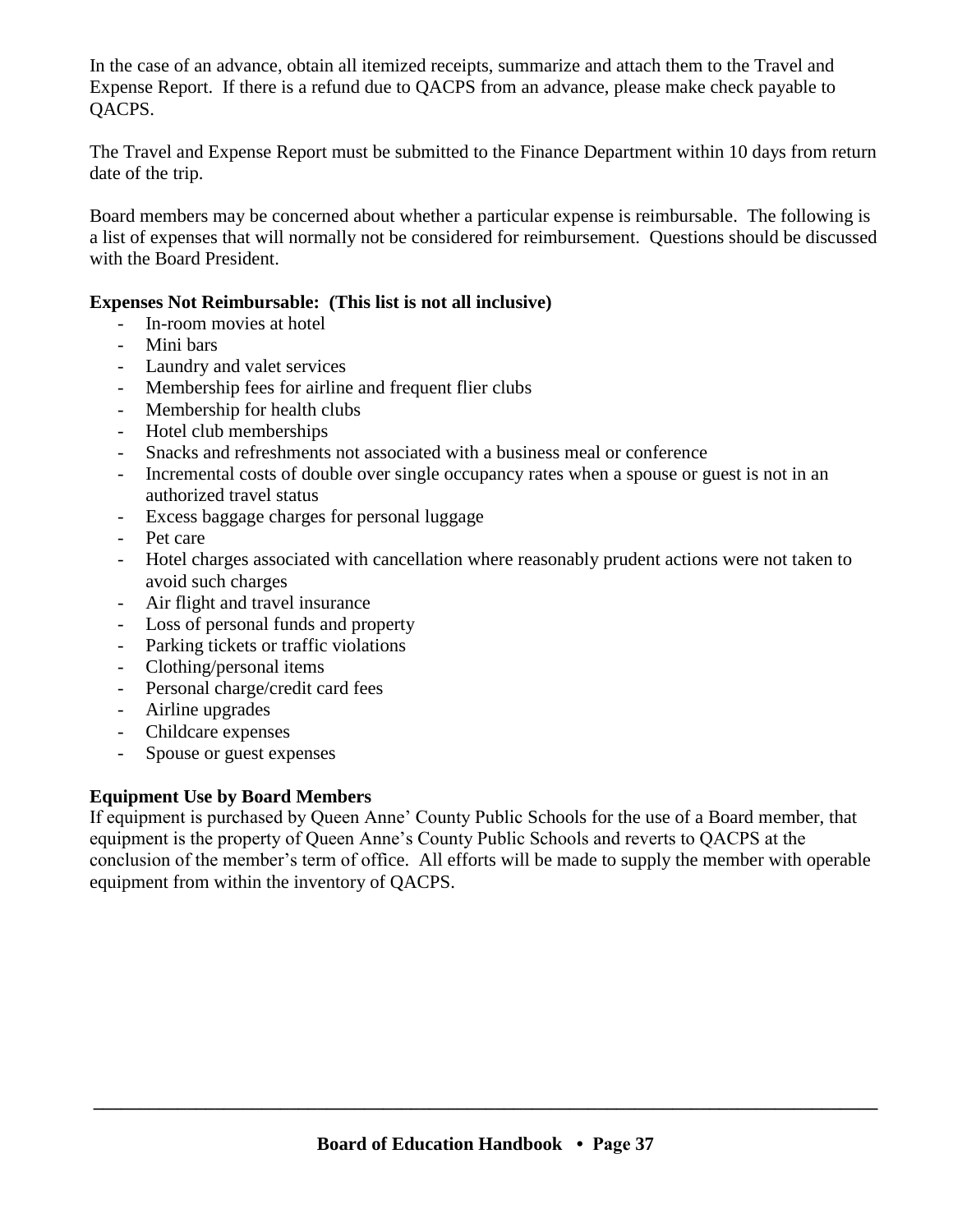In the case of an advance, obtain all itemized receipts, summarize and attach them to the Travel and Expense Report. If there is a refund due to QACPS from an advance, please make check payable to QACPS.

The Travel and Expense Report must be submitted to the Finance Department within 10 days from return date of the trip.

Board members may be concerned about whether a particular expense is reimbursable. The following is a list of expenses that will normally not be considered for reimbursement. Questions should be discussed with the Board President.

**Expenses Not Reimbursable: (This list is not all inclusive)**

- In-room movies at hotel
- Mini bars
- Laundry and valet services
- Membership fees for airline and frequent flier clubs
- Membership for health clubs
- Hotel club memberships
- Snacks and refreshments not associated with a business meal or conference
- Incremental costs of double over single occupancy rates when a spouse or guest is not in an authorized travel status
- Excess baggage charges for personal luggage
- Pet care
- Hotel charges associated with cancellation where reasonably prudent actions were not taken to avoid such charges
- Air flight and travel insurance
- Loss of personal funds and property
- Parking tickets or traffic violations
- Clothing/personal items
- Personal charge/credit card fees
- Airline upgrades
- Childcare expenses
- Spouse or guest expenses

**Equipment Use by Board Members**

If equipment is purchased by Queen Anne' County Public Schools for the use of a Board member, that equipment is the property of Queen Anne's County Public Schools and reverts to QACPS at the conclusion of the member's term of office. All efforts will be made to supply the member with operable equipment from within the inventory of QACPS.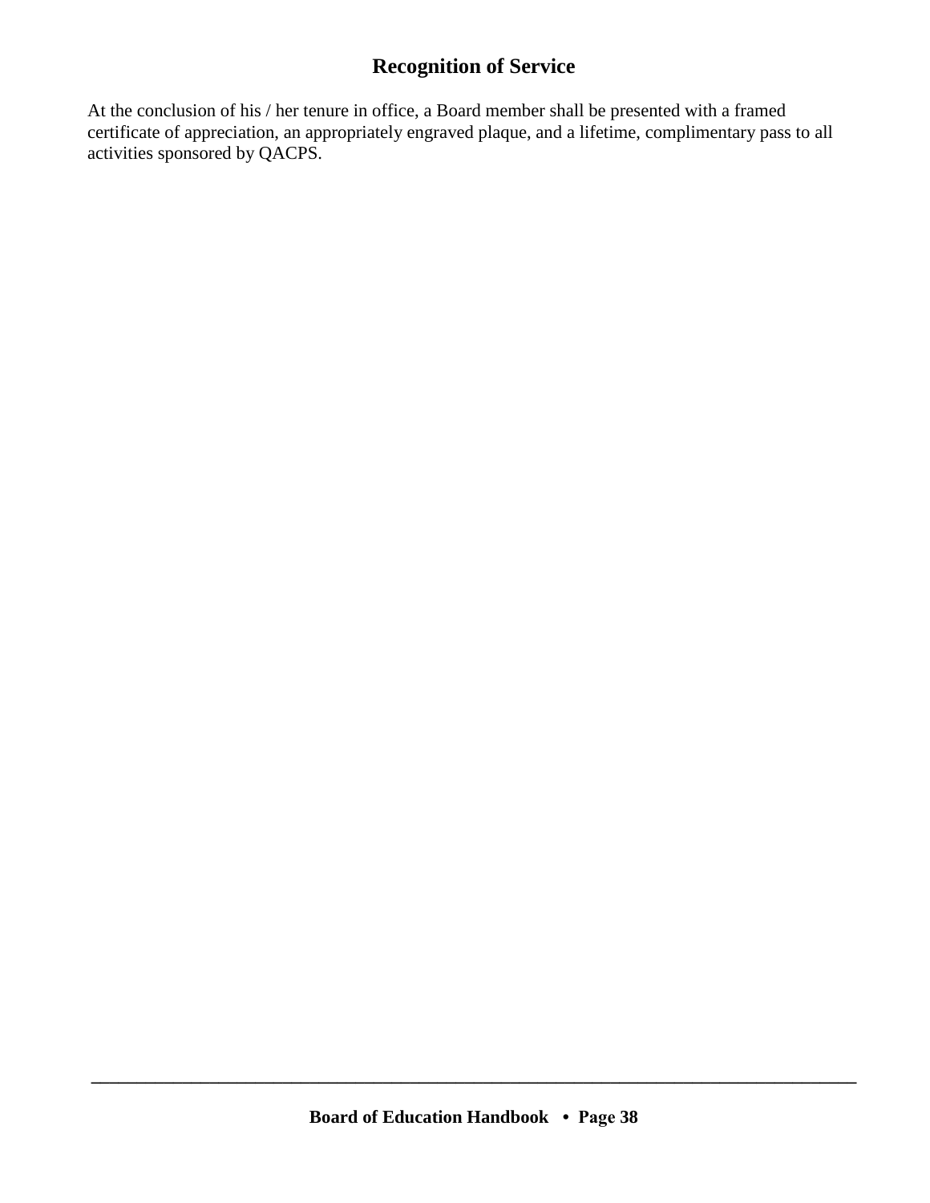## Recognition of Service

At the conclusion of his / her tenure in office, a Board member shall be presented with a framed certificate of appreciation, an appropriately engraved plaque, and a lifetime, complimentary pass to all activities sponsored by QACPS.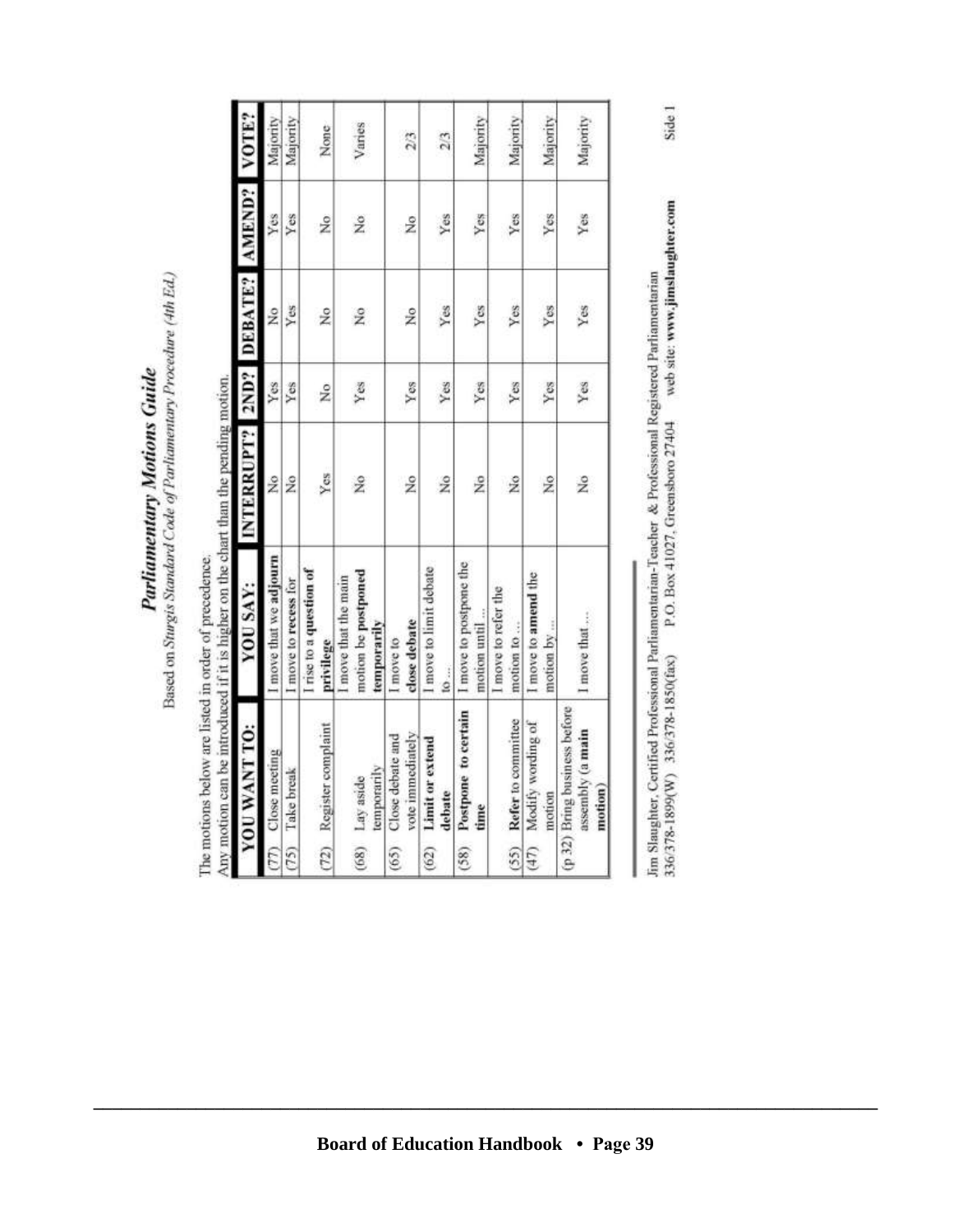# Parliamentary Motions Guide

*Based on Sturgis Standard Code of Parliamentary Procedure (4th Ed.)*

The motions below are listed in order of precedence.
Any motion can be introduced if it is higher on the chart than the pending motion.

| YOU WANT TO: | YOU SAY: | INTERRUPT? | 2ND? | DEBATE? | AMEND? | VOTE? |
|---|---|---|---|---|---|---|
| (77) Close meeting | I move that we **adjourn** | No | Yes | No | Yes | Majority |
| (75) Take break | I move to **recess** for | No | Yes | Yes | Yes | Majority |
| (72) Register complaint | I rise to a **question of privilege** | Yes | No | No | No | None |
| (68) Lay aside temporarily | I move that the main motion be **postponed temporarily** | No | Yes | No | No | Varies |
| (65) Close debate and vote immediately | I move to **close debate** | No | Yes | No | No | 2/3 |
| (62) **Limit or extend debate** | I move to limit debate to … | No | Yes | Yes | Yes | 2/3 |
| (58) **Postpone to certain time** | I move to postpone the motion until … | No | Yes | Yes | Yes | Majority |
| (55) **Refer** to committee | I move to refer the motion to … | No | Yes | Yes | Yes | Majority |
| (47) Modify wording of motion | I move to **amend** the motion by … | No | Yes | Yes | Yes | Majority |
| (p 32) Bring business before assembly (a **main motion**) | I move that … | No | Yes | Yes | Yes | Majority |

Jim Slaughter, Certified Professional Parliamentarian-Teacher & Professional Registered Parliamentarian
336/378-1899(W) 336/378-1850(fax) P.O. Box 41027, Greensboro 27404 web site: **www.jimslaughter.com**

Side 1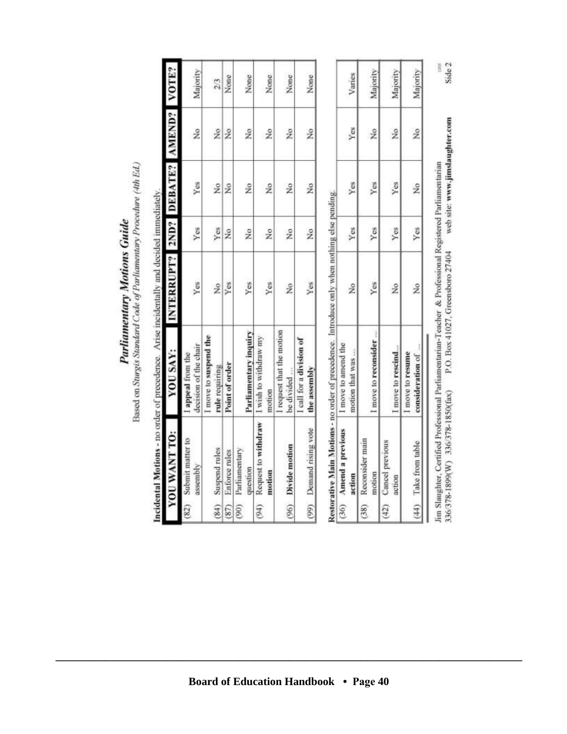# Parliamentary Motions Guide

Based on *Sturgis Standard Code of Parliamentary Procedure (4th Ed.)*

**Incidental Motions** - no order of precedence. Arise incidentally and decided immediately.

| YOU WANT TO: | YOU SAY: | INTERRUPT? | 2ND? | DEBATE? | AMEND? | VOTE? |
|---|---|---|---|---|---|---|
| (82) Submit matter to assembly | I **appeal** from the decision of the chair | Yes | Yes | Yes | No | Majority |
| (84) Suspend rules | I move to **suspend the rule** requiring | No | Yes | No | No | 2/3 |
| (87) Enforce rules | **Point of order** | Yes | No | No | No | None |
| (90) Parliamentary question | **Parliamentary inquiry** | Yes | No | No | No | None |
| (94) Request to **withdraw motion** | I wish to withdraw my motion | Yes | No | No | No | None |
| (96) **Divide motion** | I request that the motion be divided ... | No | No | No | No | None |
| (99) Demand rising vote | I call for a **division of the assembly** | Yes | No | No | No | None |

**Restorative Main Motions** - no order of precedence. Introduce only when nothing else pending.

| YOU WANT TO: | YOU SAY: | INTERRUPT? | 2ND? | DEBATE? | AMEND? | VOTE? |
|---|---|---|---|---|---|---|
| (36) **Amend a previous action** | I move to amend the motion that was ... | No | Yes | Yes | Yes | Varies |
| (38) Reconsider main motion | I move to **reconsider** ... | Yes | Yes | Yes | No | Majority |
| (42) Cancel previous action | I move to **rescind**... | No | Yes | Yes | No | Majority |
| (44) Take from table | I move to **resume consideration** of ... | No | Yes | No | No | Majority |

Jim Slaughter, Certified Professional Parliamentarian-Teacher & Professional Registered Parliamentarian
336/378-1899(W) 336/378-1850(fax) P.O. Box 41027, Greensboro 27404 web site: **www.jimslaughter.com**

Side 2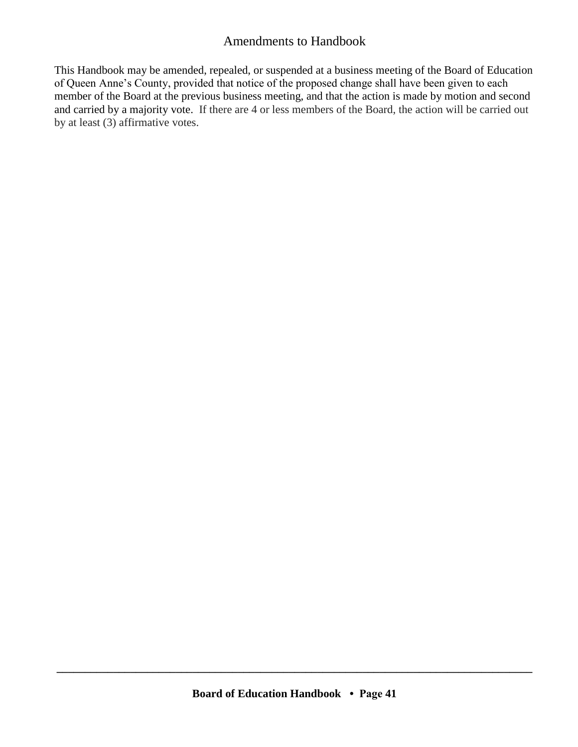# Amendments to Handbook

This Handbook may be amended, repealed, or suspended at a business meeting of the Board of Education of Queen Anne's County, provided that notice of the proposed change shall have been given to each member of the Board at the previous business meeting, and that the action is made by motion and second and carried by a majority vote. If there are 4 or less members of the Board, the action will be carried out by at least (3) affirmative votes.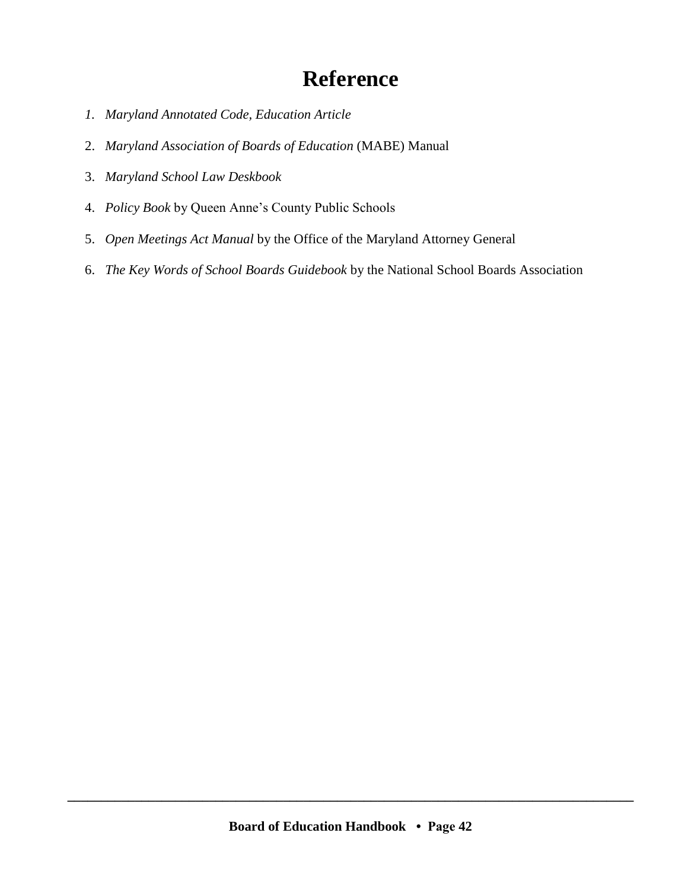# Reference

1. *Maryland Annotated Code, Education Article*
2. *Maryland Association of Boards of Education* (MABE) Manual
3. *Maryland School Law Deskbook*
4. *Policy Book* by Queen Anne's County Public Schools
5. *Open Meetings Act Manual* by the Office of the Maryland Attorney General
6. *The Key Words of School Boards Guidebook* by the National School Boards Association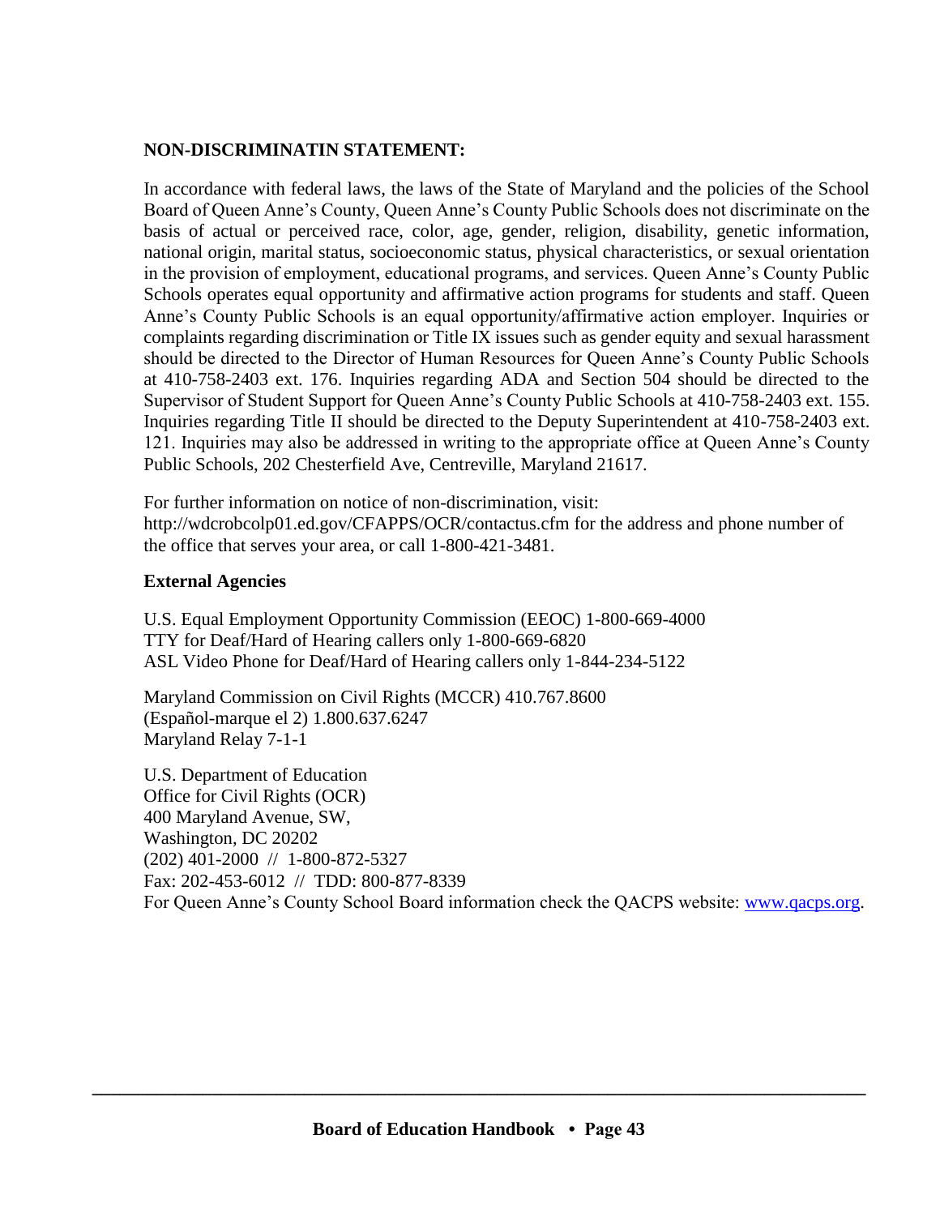**NON-DISCRIMINATIN STATEMENT:**

In accordance with federal laws, the laws of the State of Maryland and the policies of the School Board of Queen Anne's County, Queen Anne's County Public Schools does not discriminate on the basis of actual or perceived race, color, age, gender, religion, disability, genetic information, national origin, marital status, socioeconomic status, physical characteristics, or sexual orientation in the provision of employment, educational programs, and services. Queen Anne's County Public Schools operates equal opportunity and affirmative action programs for students and staff. Queen Anne's County Public Schools is an equal opportunity/affirmative action employer. Inquiries or complaints regarding discrimination or Title IX issues such as gender equity and sexual harassment should be directed to the Director of Human Resources for Queen Anne's County Public Schools at 410-758-2403 ext. 176. Inquiries regarding ADA and Section 504 should be directed to the Supervisor of Student Support for Queen Anne's County Public Schools at 410-758-2403 ext. 155. Inquiries regarding Title II should be directed to the Deputy Superintendent at 410-758-2403 ext. 121. Inquiries may also be addressed in writing to the appropriate office at Queen Anne's County Public Schools, 202 Chesterfield Ave, Centreville, Maryland 21617.

For further information on notice of non-discrimination, visit:
http://wdcrobcolp01.ed.gov/CFAPPS/OCR/contactus.cfm for the address and phone number of the office that serves your area, or call 1-800-421-3481.

**External Agencies**

U.S. Equal Employment Opportunity Commission (EEOC) 1-800-669-4000
TTY for Deaf/Hard of Hearing callers only 1-800-669-6820
ASL Video Phone for Deaf/Hard of Hearing callers only 1-844-234-5122

Maryland Commission on Civil Rights (MCCR) 410.767.8600
(Español-marque el 2) 1.800.637.6247
Maryland Relay 7-1-1

U.S. Department of Education
Office for Civil Rights (OCR)
400 Maryland Avenue, SW,
Washington, DC 20202
(202) 401-2000 // 1-800-872-5327
Fax: 202-453-6012 // TDD: 800-877-8339
For Queen Anne's County School Board information check the QACPS website: [www.qacps.org](http://www.qacps.org).